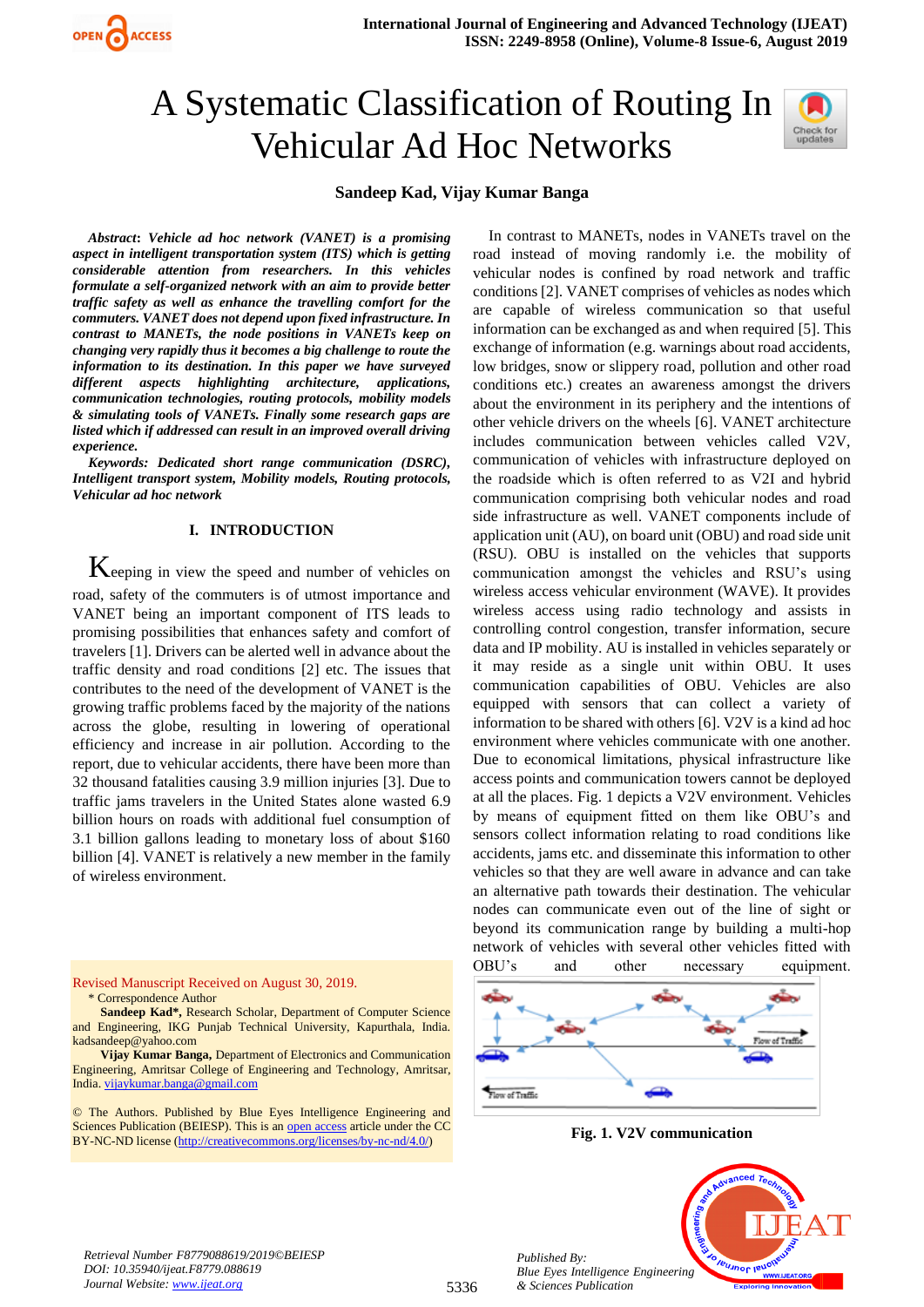# A Systematic Classification of Routing In Vehicular Ad Hoc Networks

**Sandeep Kad, Vijay Kumar Banga**

***Abstract*: *Vehicle ad hoc network (VANET) is a promising aspect in intelligent transportation system (ITS) which is getting considerable attention from researchers. In this paper vehicles formulate a self-organized network with an aim to provide better traffic safety as well as enhance the travelling comfort for the commuters. VANET does not depend upon fixed infrastructure. In contrast to MANETs, the node positions in VANETs keep on changing very rapidly thus it becomes a big challenge to route the information to its destination. In this paper we have surveyed different aspects highlighting architecture, applications, communication technologies, routing protocols, mobility models & simulating tools of VANETs. Finally some research gaps are listed which if addressed can result in an improved overall driving experience.***

***Keywords: Dedicated short range communication (DSRC), Intelligent transport system, Mobility models, Routing protocols, Vehicular ad hoc network***

## I. INTRODUCTION

Keeping in view the speed and number of vehicles on road, safety of the commuters is of utmost importance and VANET being an important component of ITS leads to promising possibilities that enhances safety and comfort of travelers [1]. Drivers can be alerted well in advance about the traffic density and road conditions [2] etc. The issues that contributes to the need of the development of VANET is the growing traffic problems faced by the majority of the nations across the globe, resulting in lowering of operational efficiency and increase in air pollution. According to the report, due to vehicular accidents, there have been more than 32 thousand fatalities causing 3.9 million injuries [3]. Due to traffic jams travelers in the United States alone wasted 6.9 billion hours on roads with additional fuel consumption of 3.1 billion gallons leading to monetary loss of about $160 billion [4]. VANET is relatively a new member in the family of wireless environment.

Revised Manuscript Received on August 30, 2019.

\* Correspondence Author

**Sandeep Kad\***, Research Scholar, Department of Computer Science and Engineering, IKG Punjab Technical University, Kapurthala, India. kadsandeep@yahoo.com

**Vijay Kumar Banga,** Department of Electronics and Communication Engineering, Amritsar College of Engineering and Technology, Amritsar, India. vijaykumar.banga@gmail.com

© The Authors. Published by Blue Eyes Intelligence Engineering and Sciences Publication (BEIESP). This is an open access article under the CC BY-NC-ND license (http://creativecommons.org/licenses/by-nc-nd/4.0/)

In contrast to MANETs, nodes in VANETs travel on the road instead of moving randomly i.e. the mobility of vehicular nodes is confined by road network and traffic conditions [2]. VANET comprises of vehicles as nodes which are capable of wireless communication so that useful information can be exchanged as and when required [5]. This exchange of information (e.g. warnings about road accidents, low bridges, snow or slippery road, pollution and other road conditions etc.) creates an awareness amongst the drivers about the environment in its periphery and the intentions of other vehicle drivers on the wheels [6]. VANET architecture includes communication between vehicles called V2V, communication of vehicles with infrastructure deployed on the roadside which is often referred to as V2I and hybrid communication comprising both vehicular nodes and road side infrastructure as well. VANET components include of application unit (AU), on board unit (OBU) and road side unit (RSU). OBU is installed on the vehicles that supports communication amongst the vehicles and RSU's using wireless access vehicular environment (WAVE). It provides wireless access using radio technology and assists in controlling control congestion, transfer information, secure data and IP mobility. AU is installed in vehicles separately or it may reside as a single unit within OBU. It uses communication capabilities of OBU. Vehicles are also equipped with sensors that can collect a variety of information to be shared with others [6]. V2V is a kind ad hoc environment where vehicles communicate with one another. Due to economical limitations, physical infrastructure like access points and communication towers cannot be deployed at all the places. Fig. 1 depicts a V2V environment. Vehicles by means of equipment fitted on them like OBU's and sensors collect information relating to road conditions like accidents, jams etc. and disseminate this information to other vehicles so that they are well aware in advance and can take an alternative path towards their destination. The vehicular nodes can communicate even out of the line of sight or beyond its communication range by building a multi-hop network of vehicles with several other vehicles fitted with OBU's and other necessary equipment.

**Fig. 1. V2V communication**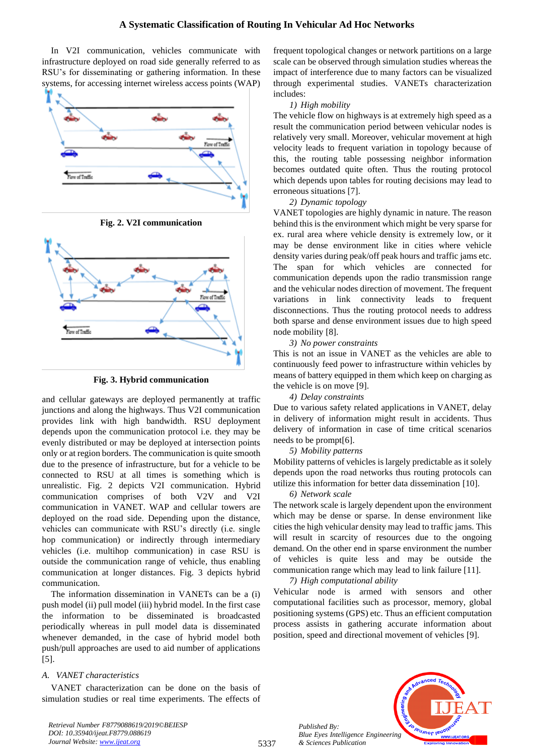In V2I communication, vehicles communicate with infrastructure deployed on road side generally referred to as RSU's for disseminating or gathering information. In these systems, for accessing internet wireless access points (WAP)

**Fig. 2. V2I communication**

**Fig. 3. Hybrid communication**

and cellular gateways are deployed permanently at traffic junctions and along the highways. Thus V2I communication provides link with high bandwidth. RSU deployment depends upon the communication protocol i.e. they may be evenly distributed or may be deployed at intersection points only or at region borders. The communication is quite smooth due to the presence of infrastructure, but for a vehicle to be connected to RSU at all times is something which is unrealistic. Fig. 2 depicts V2I communication. Hybrid communication comprises of both V2V and V2I communication in VANET. WAP and cellular towers are deployed on the road side. Depending upon the distance, vehicles can communicate with RSU's directly (i.e. single hop communication) or indirectly through intermediary vehicles (i.e. multihop communication) in case RSU is outside the communication range of vehicle, thus enabling communication at longer distances. Fig. 3 depicts hybrid communication.

The information dissemination in VANETs can be a (i) push model (ii) pull model (iii) hybrid model. In the first case the information to be disseminated is broadcasted periodically whereas in pull model data is disseminated whenever demanded, in the case of hybrid model both push/pull approaches are used to aid number of applications [5].

### A. VANET characteristics

VANET characterization can be done on the basis of simulation studies or real time experiments. The effects of frequent topological changes or network partitions on a large scale can be observed through simulation studies whereas the impact of interference due to many factors can be visualized through experimental studies. VANETs characterization includes:

*1) High mobility*

The vehicle flow on highways is at extremely high speed as a result the communication period between vehicular nodes is relatively very small. Moreover, vehicular movement at high velocity leads to frequent variation in topology because of this, the routing table possessing neighbor information becomes outdated quite often. Thus the routing protocol which depends upon tables for routing decisions may lead to erroneous situations [7].

*2) Dynamic topology*

VANET topologies are highly dynamic in nature. The reason behind this is the environment which might be very sparse for ex. rural area where vehicle density is extremely low, or it may be dense environment like in cities where vehicle density varies during peak/off peak hours and traffic jams etc. The span for which vehicles are connected for communication depends upon the radio transmission range and the vehicular nodes direction of movement. The frequent variations in link connectivity leads to frequent disconnections. Thus the routing protocol needs to address both sparse and dense environment issues due to high speed node mobility [8].

*3) No power constraints*

This is not an issue in VANET as the vehicles are able to continuously feed power to infrastructure within vehicles by means of battery equipped in them which keep on charging as the vehicle is on move [9].

*4) Delay constraints*

Due to various safety related applications in VANET, delay in delivery of information might result in accidents. Thus delivery of information in case of time critical scenarios needs to be prompt[6].

*5) Mobility patterns*

Mobility patterns of vehicles is largely predictable as it solely depends upon the road networks thus routing protocols can utilize this information for better data dissemination [10].

*6) Network scale*

The network scale is largely dependent upon the environment which may be dense or sparse. In dense environment like cities the high vehicular density may lead to traffic jams. This will result in scarcity of resources due to the ongoing demand. On the other end in sparse environment the number of vehicles is quite less and may be outside the communication range which may lead to link failure [11].

*7) High computational ability*

Vehicular node is armed with sensors and other computational facilities such as processor, memory, global positioning systems (GPS) etc. Thus an efficient computation process assists in gathering accurate information about position, speed and directional movement of vehicles [9].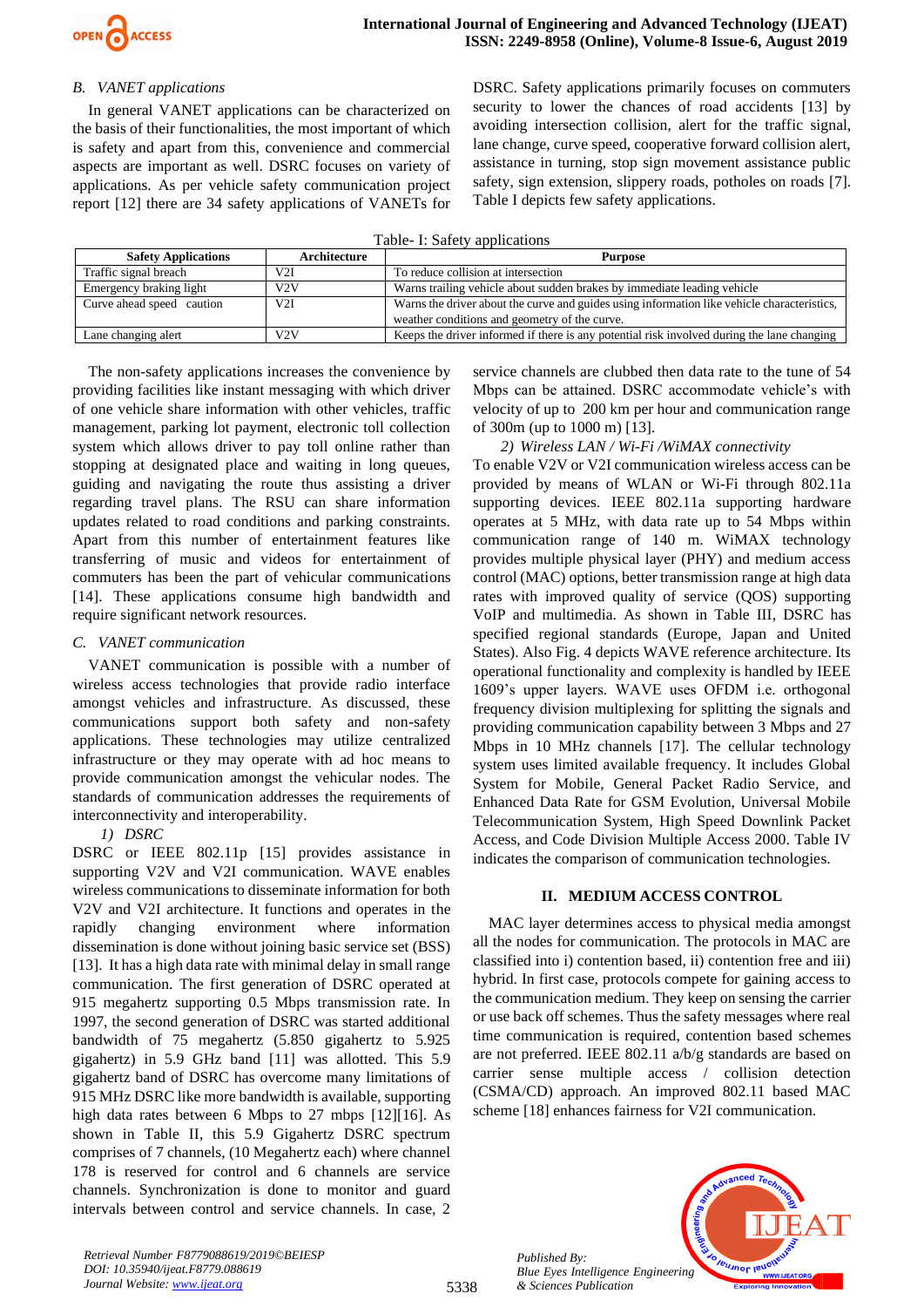### B. *VANET applications*

In general VANET applications can be characterized on the basis of their functionalities, the most important of which is safety and apart from this, convenience and commercial aspects are important as well. DSRC focuses on variety of applications. As per vehicle safety communication project report [12] there are 34 safety applications of VANETs for DSRC. Safety applications primarily focuses on commuters security to lower the chances of road accidents [13] by avoiding intersection collision, alert for the traffic signal, lane change, curve speed, cooperative forward collision alert, assistance in turning, stop sign movement assistance public safety, sign extension, slippery roads, potholes on roads [7]. Table I depicts few safety applications.

Table- I: Safety applications

| Safety Applications | Architecture | Purpose |
|---|---|---|
| Traffic signal breach | V2I | To reduce collision at intersection |
| Emergency braking light | V2V | Warns trailing vehicle about sudden brakes by immediate leading vehicle |
| Curve ahead speed caution | V2I | Warns the driver about the curve and guides using information like vehicle characteristics, weather conditions and geometry of the curve. |
| Lane changing alert | V2V | Keeps the driver informed if there is any potential risk involved during the lane changing |

The non-safety applications increases the convenience by providing facilities like instant messaging with which driver of one vehicle share information with other vehicles, traffic management, parking lot payment, electronic toll collection system which allows driver to pay toll online rather than stopping at designated place and waiting in long queues, guiding and navigating the route thus assisting a driver regarding travel plans. The RSU can share information updates related to road conditions and parking constraints. Apart from this number of entertainment features like transferring of music and videos for entertainment of commuters has been the part of vehicular communications [14]. These applications consume high bandwidth and require significant network resources.

### C. *VANET communication*

VANET communication is possible with a number of wireless access technologies that provide radio interface amongst vehicles and infrastructure. As discussed, these communications support both safety and non-safety applications. These technologies may utilize centralized infrastructure or they may operate with ad hoc means to provide communication amongst the vehicular nodes. The standards of communication addresses the requirements of interconnectivity and interoperability.

#### 1) *DSRC*

DSRC or IEEE 802.11p [15] provides assistance in supporting V2V and V2I communication. WAVE enables wireless communications to disseminate information for both V2V and V2I architecture. It functions and operates in the rapidly changing environment where information dissemination is done without joining basic service set (BSS) [13]. It has a high data rate with minimal delay in small range communication. The first generation of DSRC operated at 915 megahertz supporting 0.5 Mbps transmission rate. In 1997, the second generation of DSRC was started additional bandwidth of 75 megahertz (5.850 gigahertz to 5.925 gigahertz) in 5.9 GHz band [11] was allotted. This 5.9 gigahertz band of DSRC has overcome many limitations of 915 MHz DSRC like more bandwidth is available, supporting high data rates between 6 Mbps to 27 mbps [12][16]. As shown in Table II, this 5.9 Gigahertz DSRC spectrum comprises of 7 channels, (10 Megahertz each) where channel 178 is reserved for control and 6 channels are service channels. Synchronization is done to monitor and guard intervals between control and service channels. In case, 2 service channels are clubbed then data rate to the tune of 54 Mbps can be attained. DSRC accommodate vehicle's with velocity of up to 200 km per hour and communication range of 300m (up to 1000 m) [13].

#### 2) *Wireless LAN / Wi-Fi /WiMAX connectivity*

To enable V2V or V2I communication wireless access can be provided by means of WLAN or Wi-Fi through 802.11a supporting devices. IEEE 802.11a supporting hardware operates at 5 MHz, with data rate up to 54 Mbps within communication range of 140 m. WiMAX technology provides multiple physical layer (PHY) and medium access control (MAC) options, better transmission range at high data rates with improved quality of service (QOS) supporting VoIP and multimedia. As shown in Table III, DSRC has specified regional standards (Europe, Japan and United States). Also Fig. 4 depicts WAVE reference architecture. Its operational functionality and complexity is handled by IEEE 1609's upper layers. WAVE uses OFDM i.e. orthogonal frequency division multiplexing for splitting the signals and providing communication capability between 3 Mbps and 27 Mbps in 10 MHz channels [17]. The cellular technology system uses limited available frequency. It includes Global System for Mobile, General Packet Radio Service, and Enhanced Data Rate for GSM Evolution, Universal Mobile Telecommunication System, High Speed Downlink Packet Access, and Code Division Multiple Access 2000. Table IV indicates the comparison of communication technologies.

## II. MEDIUM ACCESS CONTROL

MAC layer determines access to physical media amongst all the nodes for communication. The protocols in MAC are classified into i) contention based, ii) contention free and iii) hybrid. In first case, protocols compete for gaining access to the communication medium. They keep on sensing the carrier or use back off schemes. Thus the safety messages where real time communication is required, contention based schemes are not preferred. IEEE 802.11 a/b/g standards are based on carrier sense multiple access / collision detection (CSMA/CD) approach. An improved 802.11 based MAC scheme [18] enhances fairness for V2I communication.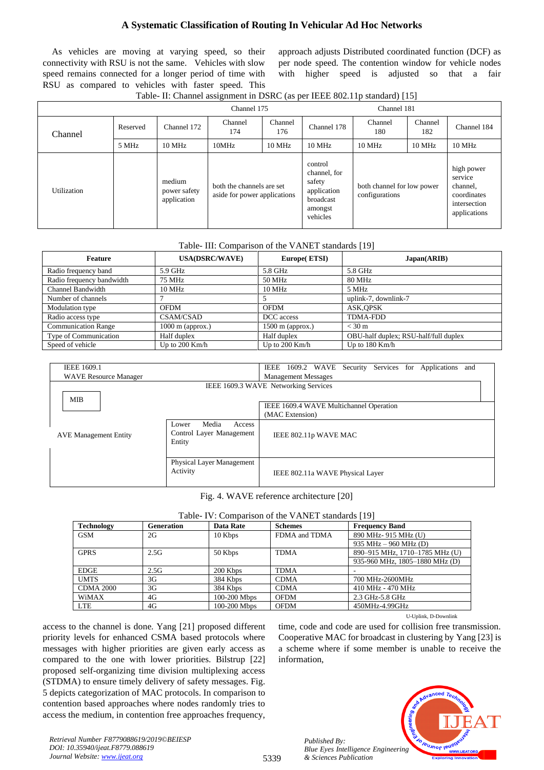As vehicles are moving at varying speed, so their connectivity with RSU is not the same. Vehicles with slow speed remains connected for a longer period of time with RSU as compared to vehicles with faster speed. This approach adjusts Distributed coordinated function (DCF) as per node speed. The contention window for vehicle nodes with higher speed is adjusted so that a fair

Table- II: Channel assignment in DSRC (as per IEEE 802.11p standard) [15]

| Channel | | Channel 175 | | | Channel 181 | | | |
|---|---|---|---|---|---|---|---|---|
| | Reserved | Channel 172 | Channel 174 | Channel 176 | Channel 178 | Channel 180 | Channel 182 | Channel 184 |
| | 5 MHz | 10 MHz | 10MHz | 10 MHz | 10 MHz | 10 MHz | 10 MHz | 10 MHz |
| Utilization | | medium power safety application | both the channels are set aside for power applications | | control channel, for safety application broadcast amongst vehicles | both channel for low power configurations | | high power service channel, coordinates intersection applications |

Table- III: Comparison of the VANET standards [19]

| Feature | USA(DSRC/WAVE) | Europe( ETSI) | Japan(ARIB) |
|---|---|---|---|
| Radio frequency band | 5.9 GHz | 5.8 GHz | 5.8 GHz |
| Radio frequency bandwidth | 75 MHz | 50 MHz | 80 MHz |
| Channel Bandwidth | 10 MHz | 10 MHz | 5 MHz |
| Number of channels | 7 | 5 | uplink-7, downlink-7 |
| Modulation type | OFDM | OFDM | ASK,QPSK |
| Radio access type | CSAM/CSAD | DCC access | TDMA-FDD |
| Communication Range | 1000 m (approx.) | 1500 m (approx.) | < 30 m |
| Type of Communication | Half duplex | Half duplex | OBU-half duplex; RSU-half/full duplex |
| Speed of vehicle | Up to 200 Km/h | Up to 200 Km/h | Up to 180 Km/h |

| | | |
|---|---|---|
| IEEE 1609.1 WAVE Resource Manager | | IEEE 1609.2 WAVE Security Services for Applications and Management Messages |
| IEEE 1609.3 WAVE Networking Services | | |
| MIB | | IEEE 1609.4 WAVE Multichannel Operation (MAC Extension) |
| AVE Management Entity | Lower Media Access Control Layer Management Entity | IEEE 802.11p WAVE MAC |
| | Physical Layer Management Activity | IEEE 802.11a WAVE Physical Layer |

Fig. 4. WAVE reference architecture [20]

Table- IV: Comparison of the VANET standards [19]

| Technology | Generation | Data Rate | Schemes | Frequency Band |
|---|---|---|---|---|
| GSM | 2G | 10 Kbps | FDMA and TDMA | 890 MHz- 915 MHz (U) |
| | | | | 935 MHz – 960 MHz (D) |
| GPRS | 2.5G | 50 Kbps | TDMA | 890–915 MHz, 1710–1785 MHz (U) |
| | | | | 935-960 MHz, 1805–1880 MHz (D) |
| EDGE | 2.5G | 200 Kbps | TDMA | - |
| UMTS | 3G | 384 Kbps | CDMA | 700 MHz-2600MHz |
| CDMA 2000 | 3G | 384 Kbps | CDMA | 410 MHz - 470 MHz |
| WiMAX | 4G | 100-200 Mbps | OFDM | 2.3 GHz-5.8 GHz |
| LTE | 4G | 100-200 Mbps | OFDM | 450MHz-4.99GHz |

U-Uplink, D-Downlink

access to the channel is done. Yang [21] proposed different priority levels for enhanced CSMA based protocols where messages with higher priorities are given early access as compared to the one with lower priorities. Bilstrup [22] proposed self-organizing time division multiplexing access (STDMA) to ensure timely delivery of safety messages. Fig. 5 depicts categorization of MAC protocols. In comparison to contention based approaches where nodes randomly tries to access the medium, in contention free approaches frequency, time, code and code are used for collision free transmission. Cooperative MAC for broadcast in clustering by Yang [23] is a scheme where if some member is unable to receive the information,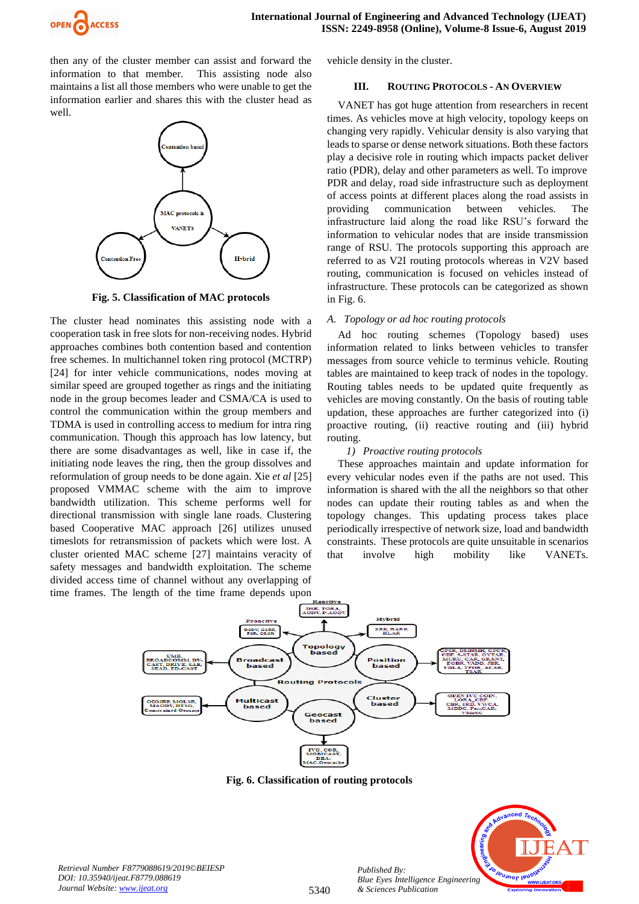then any of the cluster member can assist and forward the information to that member. This assisting node also maintains a list all those members who were unable to get the information earlier and shares this with the cluster head as well.

**Fig. 5. Classification of MAC protocols**

The cluster head nominates this assisting node with a cooperation task in free slots for non-receiving nodes. Hybrid approaches combines both contention based and contention free schemes. In multichannel token ring protocol (MCTRP) [24] for inter vehicle communications, nodes moving at similar speed are grouped together as rings and the initiating node in the group becomes leader and CSMA/CA is used to control the communication within the group members and TDMA is used in controlling access to medium for intra ring communication. Though this approach has low latency, but there are some disadvantages as well, like in case if, the initiating node leaves the ring, then the group dissolves and reformulation of group needs to be done again. Xie *et al* [25] proposed VMMAC scheme with the aim to improve bandwidth utilization. This scheme performs well for directional transmission with single lane roads. Clustering based Cooperative MAC approach [26] utilizes unused timeslots for retransmission of packets which were lost. A cluster oriented MAC scheme [27] maintains veracity of safety messages and bandwidth exploitation. The scheme divided access time of channel without any overlapping of time frames. The length of the time frame depends upon vehicle density in the cluster.

## III. Routing Protocols - An Overview

VANET has got huge attention from researchers in recent times. As vehicles move at high velocity, topology keeps on changing very rapidly. Vehicular density is also varying that leads to sparse or dense network situations. Both these factors play a decisive role in routing which impacts packet deliver ratio (PDR), delay and other parameters as well. To improve PDR and delay, road side infrastructure such as deployment of access points at different places along the road assists in providing communication between vehicles. The infrastructure laid along the road like RSU's forward the information to vehicular nodes that are inside transmission range of RSU. The protocols supporting this approach are referred to as V2I routing protocols whereas in V2V based routing, communication is focused on vehicles instead of infrastructure. These protocols can be categorized as shown in Fig. 6.

### *A. Topology or ad hoc routing protocols*

Ad hoc routing schemes (Topology based) uses information related to links between vehicles to transfer messages from source vehicle to terminus vehicle. Routing tables are maintained to keep track of nodes in the topology. Routing tables needs to be updated quite frequently as vehicles are moving constantly. On the basis of routing table updation, these approaches are further categorized into (i) proactive routing, (ii) reactive routing and (iii) hybrid routing.

#### *1) Proactive routing protocols*

These approaches maintain and update information for every vehicular node even if the paths are not used. This information is shared with the all the neighbors so that other nodes can update their routing tables as and when the topology changes. This updating process takes place periodically irrespective of network size, load and bandwidth constraints. These protocols are quite unsuitable in scenarios that involve high mobility like VANETs.

**Fig. 6. Classification of routing protocols**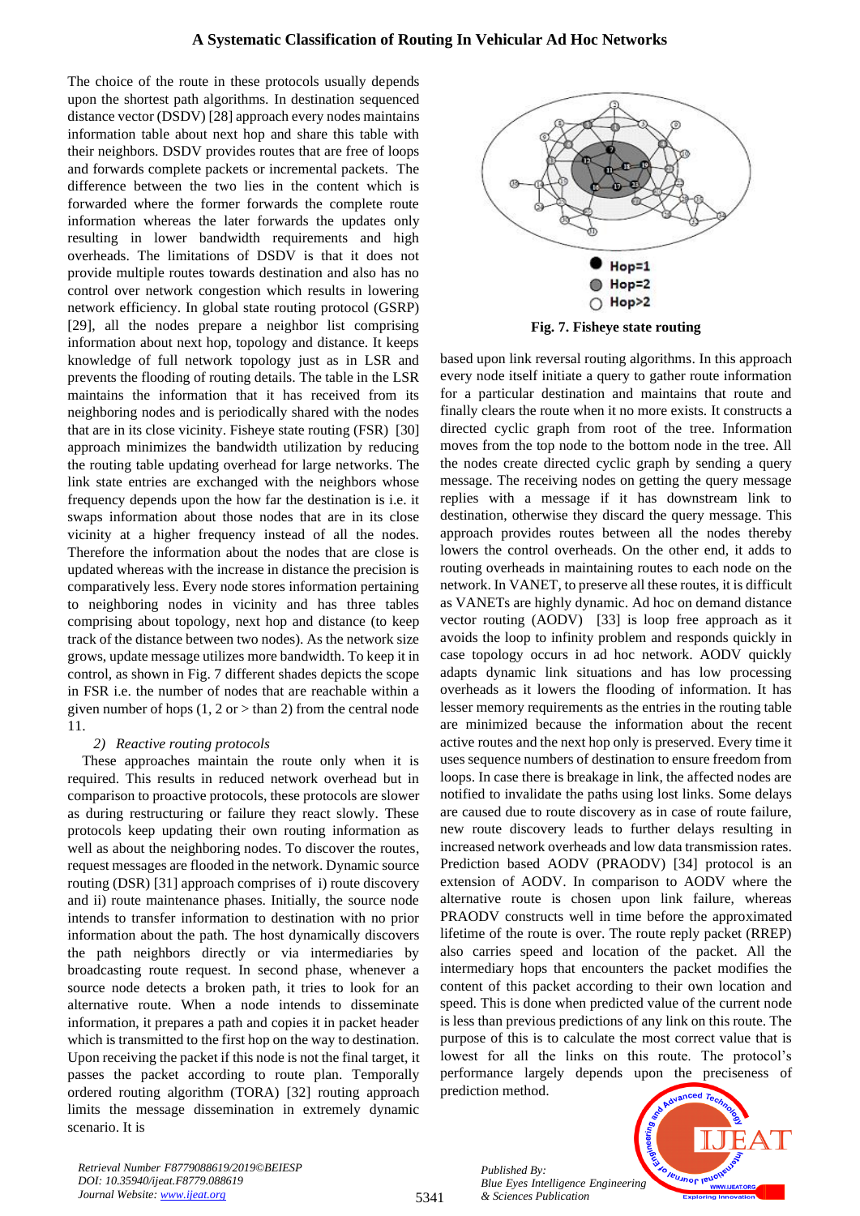The choice of the route in these protocols usually depends upon the shortest path algorithms. In destination sequenced distance vector (DSDV) [28] approach every nodes maintains information table about next hop and share this table with their neighbors. DSDV provides routes that are free of loops and forwards complete packets or incremental packets. The difference between the two lies in the content which is forwarded where the former forwards the complete route information whereas the later forwards the updates only resulting in lower bandwidth requirements and high overheads. The limitations of DSDV is that it does not provide multiple routes towards destination and also has no control over network congestion which results in lowering network efficiency. In global state routing protocol (GSRP) [29], all the nodes prepare a neighbor list comprising information about next hop, topology and distance. It keeps knowledge of full network topology just as in LSR and prevents the flooding of routing details. The table in the LSR maintains the information that it has received from its neighboring nodes and is periodically shared with the nodes that are in its close vicinity. Fisheye state routing (FSR) [30] approach minimizes the bandwidth utilization by reducing the routing table updating overhead for large networks. The link state entries are exchanged with the neighbors whose frequency depends upon the how far the destination is i.e. it swaps information about those nodes that are in its close vicinity at a higher frequency instead of all the nodes. Therefore the information about the nodes that are close is updated whereas with the increase in distance the precision is comparatively less. Every node stores information pertaining to neighboring nodes in vicinity and has three tables comprising about topology, next hop and distance (to keep track of the distance between two nodes). As the network size grows, update message utilizes more bandwidth. To keep it in control, as shown in Fig. 7 different shades depicts the scope in FSR i.e. the number of nodes that are reachable within a given number of hops (1, 2 or > than 2) from the central node 11.

**Fig. 7. Fisheye state routing**

*2) Reactive routing protocols*

These approaches maintain the route only when it is required. This results in reduced network overhead but in comparison to proactive protocols, these protocols are slower as during restructuring or failure they react slowly. These protocols keep updating their own routing information as well as about the neighboring nodes. To discover the routes, request messages are flooded in the network. Dynamic source routing (DSR) [31] approach comprises of i) route discovery and ii) route maintenance phases. Initially, the source node intends to transfer information to destination with no prior information about the path. The host dynamically discovers the path neighbors directly or via intermediaries by broadcasting route request. In second phase, whenever a source node detects a broken path, it tries to look for an alternative route. When a node intends to disseminate information, it prepares a path and copies it in packet header which is transmitted to the first hop on the way to destination. Upon receiving the packet if this node is not the final target, it passes the packet according to route plan. Temporally ordered routing algorithm (TORA) [32] routing approach limits the message dissemination in extremely dynamic scenario. It is based upon link reversal routing algorithms. In this approach every node itself initiate a query to gather route information for a particular destination and maintains that route and finally clears the route when it no more exists. It constructs a directed cyclic graph from root of the tree. Information moves from the top node to the bottom node in the tree. All the nodes create directed cyclic graph by sending a query message. The receiving nodes on getting the query message replies with a message if it has downstream link to destination, otherwise they discard the query message. This approach provides routes between all the nodes thereby lowers the control overheads. On the other end, it adds to routing overheads in maintaining routes to each node on the network. In VANET, to preserve all these routes, it is difficult as VANETs are highly dynamic. Ad hoc on demand distance vector routing (AODV) [33] is loop free approach as it avoids the loop to infinity problem and responds quickly in case topology occurs in ad hoc network. AODV quickly adapts dynamic link situations and has low processing overheads as it lowers the flooding of information. It has lesser memory requirements as the entries in the routing table are minimized because the information about the recent active routes and the next hop only is preserved. Every time it uses sequence numbers of destination to ensure freedom from loops. In case there is breakage in link, the affected nodes are notified to invalidate the paths using lost links. Some delays are caused due to route discovery as in case of route failure, new route discovery leads to further delays resulting in increased network overheads and low data transmission rates. Prediction based AODV (PRAODV) [34] protocol is an extension of AODV. In comparison to AODV where the alternative route is chosen upon link failure, whereas PRAODV constructs well in time before the approximated lifetime of the route is over. The route reply packet (RREP) also carries speed and location of the packet. All the intermediary hops that encounters the packet modifies the content of this packet according to their own location and speed. This is done when predicted value of the current node is less than previous predictions of any link on this route. The purpose of this is to calculate the most correct value that is lowest for all the links on this route. The protocol's performance largely depends upon the preciseness of prediction method.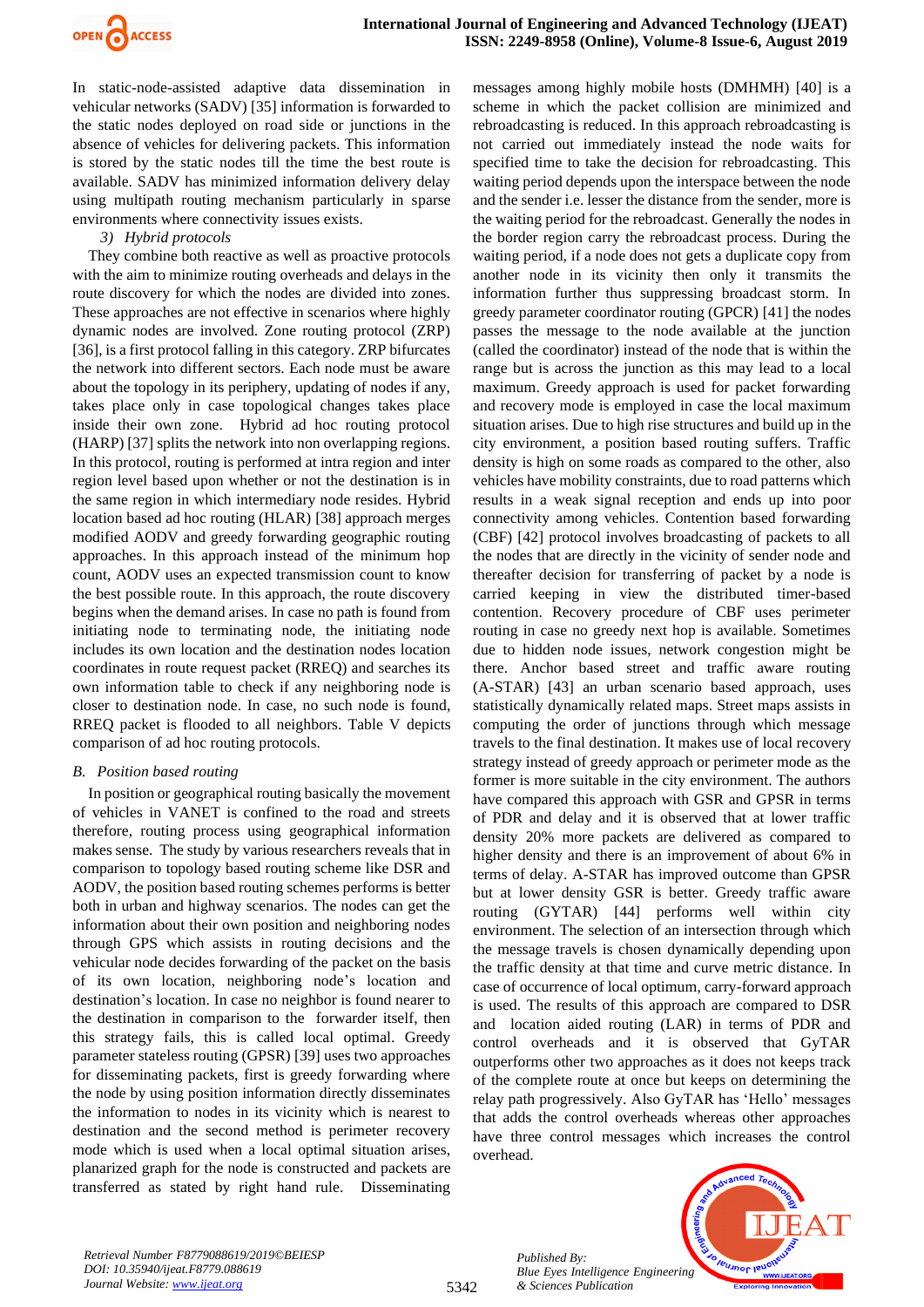In static-node-assisted adaptive data dissemination in vehicular networks (SADV) [35] information is forwarded to the static nodes deployed on road side or junctions in the absence of vehicles for delivering packets. This information is stored by the static nodes till the time the best route is available. SADV has minimized information delivery delay using multipath routing mechanism particularly in sparse environments where connectivity issues exists.

*3) Hybrid protocols*

They combine both reactive as well as proactive protocols with the aim to minimize routing overheads and delays in the route discovery for which the nodes are divided into zones. These approaches are not effective in scenarios where highly dynamic nodes are involved. Zone routing protocol (ZRP) [36], is a first protocol falling in this category. ZRP bifurcates the network into different sectors. Each node must be aware about the topology in its periphery, updating of nodes if any, takes place only in case topological changes takes place inside their own zone. Hybrid ad hoc routing protocol (HARP) [37] splits the network into non overlapping regions. In this protocol, routing is performed at intra region and inter region level based upon whether or not the destination is in the same region in which intermediary node resides. Hybrid location based ad hoc routing (HLAR) [38] approach merges modified AODV and greedy forwarding geographic routing approaches. In this approach instead of the minimum hop count, AODV uses an expected transmission count to know the best possible route. In this approach, the route discovery begins when the demand arises. In case no path is found from initiating node to terminating node, the initiating node includes its own location and the destination nodes location coordinates in route request packet (RREQ) and searches its own information table to check if any neighboring node is closer to destination node. In case, no such node is found, RREQ packet is flooded to all neighbors. Table V depicts comparison of ad hoc routing protocols.

## *B. Position based routing*

In position or geographical routing basically the movement of vehicles in VANET is confined to the road and streets therefore, routing process using geographical information makes sense. The study by various researchers reveals that in comparison to topology based routing scheme like DSR and AODV, the position based routing schemes performs is better both in urban and highway scenarios. The nodes can get the information about their own position and neighboring nodes through GPS which assists in routing decisions and the vehicular node decides forwarding of the packet on the basis of its own location, neighboring node's location and destination's location. In case no neighbor is found nearer to the destination in comparison to the forwarder itself, then this strategy fails, this is called local optimal. Greedy parameter stateless routing (GPSR) [39] uses two approaches for disseminating packets, first is greedy forwarding where the node by using position information directly disseminates the information to nodes in its vicinity which is nearest to destination and the second method is perimeter recovery mode which is used when a local optimal situation arises, planarized graph for the node is constructed and packets are transferred as stated by right hand rule. Disseminating messages among highly mobile hosts (DMHMH) [40] is a scheme in which the packet collision are minimized and rebroadcasting is reduced. In this approach rebroadcasting is not carried out immediately instead the node waits for specified time to take the decision for rebroadcasting. This waiting period depends upon the interspace between the node and the sender i.e. lesser the distance from the sender, more is the waiting period for the rebroadcast. Generally the nodes in the border region carry the rebroadcast process. During the waiting period, if a node does not gets a duplicate copy from another node in its vicinity then only it transmits the information further thus suppressing broadcast storm. In greedy parameter coordinator routing (GPCR) [41] the nodes passes the message to the node available at the junction (called the coordinator) instead of the node that is within the range but is across the junction as this may lead to a local maximum. Greedy approach is used for packet forwarding and recovery mode is employed in case the local maximum situation arises. Due to high rise structures and build up in the city environment, a position based routing suffers. Traffic density is high on some roads as compared to the other, also vehicles have mobility constraints, due to road patterns which results in a weak signal reception and ends up into poor connectivity among vehicles. Contention based forwarding (CBF) [42] protocol involves broadcasting of packets to all the nodes that are directly in the vicinity of sender node and thereafter decision for transferring of packet by a node is carried keeping in view the distributed timer-based contention. Recovery procedure of CBF uses perimeter routing in case no greedy next hop is available. Sometimes due to hidden node issues, network congestion might be there. Anchor based street and traffic aware routing (A-STAR) [43] an urban scenario based approach, uses statistically dynamically related maps. Street maps assists in computing the order of junctions through which message travels to the final destination. It makes use of local recovery strategy instead of greedy approach or perimeter mode as the former is more suitable in the city environment. The authors have compared this approach with GSR and GPSR in terms of PDR and delay and it is observed that at lower traffic density 20% more packets are delivered as compared to higher density and there is an improvement of about 6% in terms of delay. A-STAR has improved outcome than GPSR but at lower density GSR is better. Greedy traffic aware routing (GYTAR) [44] performs well within city environment. The selection of an intersection through which the message travels is chosen dynamically depending upon the traffic density at that time and curve metric distance. In case of occurrence of local optimum, carry-forward approach is used. The results of this approach are compared to DSR and location aided routing (LAR) in terms of PDR and control overheads and it is observed that GyTAR outperforms other two approaches as it does not keeps track of the complete route at once but keeps on determining the relay path progressively. Also GyTAR has 'Hello' messages that adds the control overheads whereas other approaches have three control messages which increases the control overhead.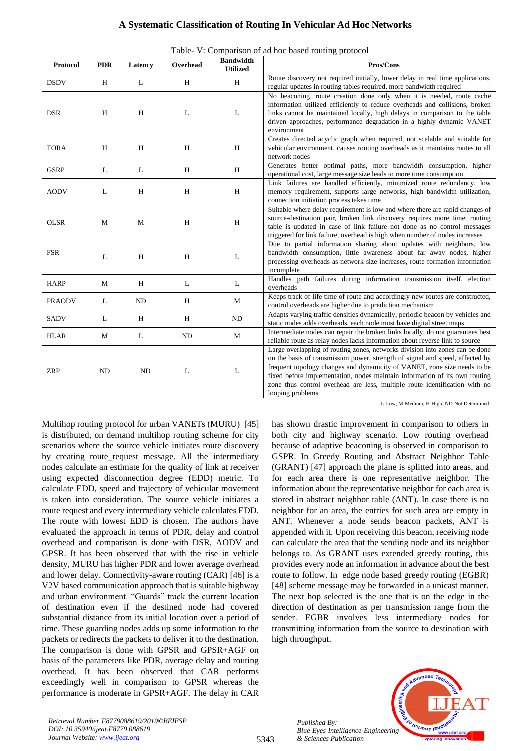Table- V: Comparison of ad hoc based routing protocol

| Protocol | PDR | Latency | Overhead | Bandwidth Utilized | Pros/Cons |
|---|---|---|---|---|---|
| DSDV | H | L | H | H | Route discovery not required initially, lower delay in real time applications, regular updates in routing tables required, more bandwidth required |
| DSR | H | H | L | L | No beaconing, route creation done only when it is needed, route cache information utilized efficiently to reduce overheads and collisions, broken links cannot be maintained locally, high delays in comparison to the table driven approaches, performance degradation in a highly dynamic VANET environment |
| TORA | H | H | H | H | Creates directed acyclic graph when required, not scalable and suitable for vehicular environment, causes routing overheads as it maintains routes to all network nodes |
| GSRP | L | L | H | H | Generates better optimal paths, more bandwidth consumption, higher operational cost, large message size leads to more time consumption |
| AODV | L | H | H | H | Link failures are handled efficiently, minimized route redundancy, low memory requirement, supports large networks, high bandwidth utilization, connection initiation process takes time |
| OLSR | M | M | H | H | Suitable where delay requirement is low and where there are rapid changes of source-destination pair, broken link discovery requires more time, routing table is updated in case of link failure not done as no control messages triggered for link failure, overhead is high when number of nodes increases |
| FSR | L | H | H | L | Due to partial information sharing about updates with neighbors, low bandwidth consumption, little awareness about far away nodes, higher processing overheads as network size increases, route formation information incomplete |
| HARP | M | H | L | L | Handles path failures during information transmission itself, election overheads |
| PRAODV | L | ND | H | M | Keeps track of life time of route and accordingly new routes are constructed, control overheads are higher due to prediction mechanism |
| SADV | L | H | H | ND | Adapts varying traffic densities dynamically, periodic beacon by vehicles and static nodes adds overheads, each node must have digital street maps |
| HLAR | M | L | ND | M | Intermediate nodes can repair the broken links locally, do not guarantees best reliable route as relay nodes lacks information about reverse link to source |
| ZRP | ND | ND | L | L | Large overlapping of routing zones, networks division into zones can be done on the basis of transmission power, strength of signal and speed, affected by frequent topology changes and dynamicity of VANET, zone size needs to be fixed before implementation, nodes maintain information of its own routing zone thus control overhead are less, multiple route identification with no looping problems |

L-Low, M-Medium, H-High, ND-Not Determined

Multihop routing protocol for urban VANETs (MURU) [45] is distributed, on demand multihop routing scheme for city scenarios where the source vehicle initiates route discovery by creating route_request message. All the intermediary nodes calculate an estimate for the quality of link at receiver using expected disconnection degree (EDD) metric. To calculate EDD, speed and trajectory of vehicular movement is taken into consideration. The source vehicle initiates a route request and every intermediary vehicle calculates EDD. The route with lowest EDD is chosen. The authors have evaluated the approach in terms of PDR, delay and control overhead and comparison is done with DSR, AODV and GPSR. It has been observed that with the rise in vehicle density, MURU has higher PDR and lower average overhead and lower delay. Connectivity-aware routing (CAR) [46] is a V2V based communication approach that is suitable highway and urban environment. "Guards" track the current location of destination even if the destined node had covered substantial distance from its initial location over a period of time. These guarding nodes adds up some information to the packets or redirects the packets to deliver it to the destination. The comparison is done with GPSR and GPSR+AGF on basis of the parameters like PDR, average delay and routing overhead. It has been observed that CAR performs exceedingly well in comparison to GPSR whereas the performance is moderate in GPSR+AGF. The delay in CAR has shown drastic improvement in comparison to others in both city and highway scenario. Low routing overhead because of adaptive beaconing is observed in comparison to GSPR. In Greedy Routing and Abstract Neighbor Table (GRANT) [47] approach the plane is splitted into areas, and for each area there is one representative neighbor. The information about the representative neighbor for each area is stored in abstract neighbor table (ANT). In case there is no neighbor for an area, the entries for such area are empty in ANT. Whenever a node sends beacon packets, ANT is appended with it. Upon receiving this beacon, receiving node can calculate the area that the sending node and its neighbor belongs to. As GRANT uses extended greedy routing, this provides every node an information in advance about the best route to follow. In edge node based greedy routing (EGBR) [48] scheme message may be forwarded in a unicast manner. The next hop selected is the one that is on the edge in the direction of destination as per transmission range from the sender. EGBR involves less intermediary nodes for transmitting information from the source to destination with high throughput.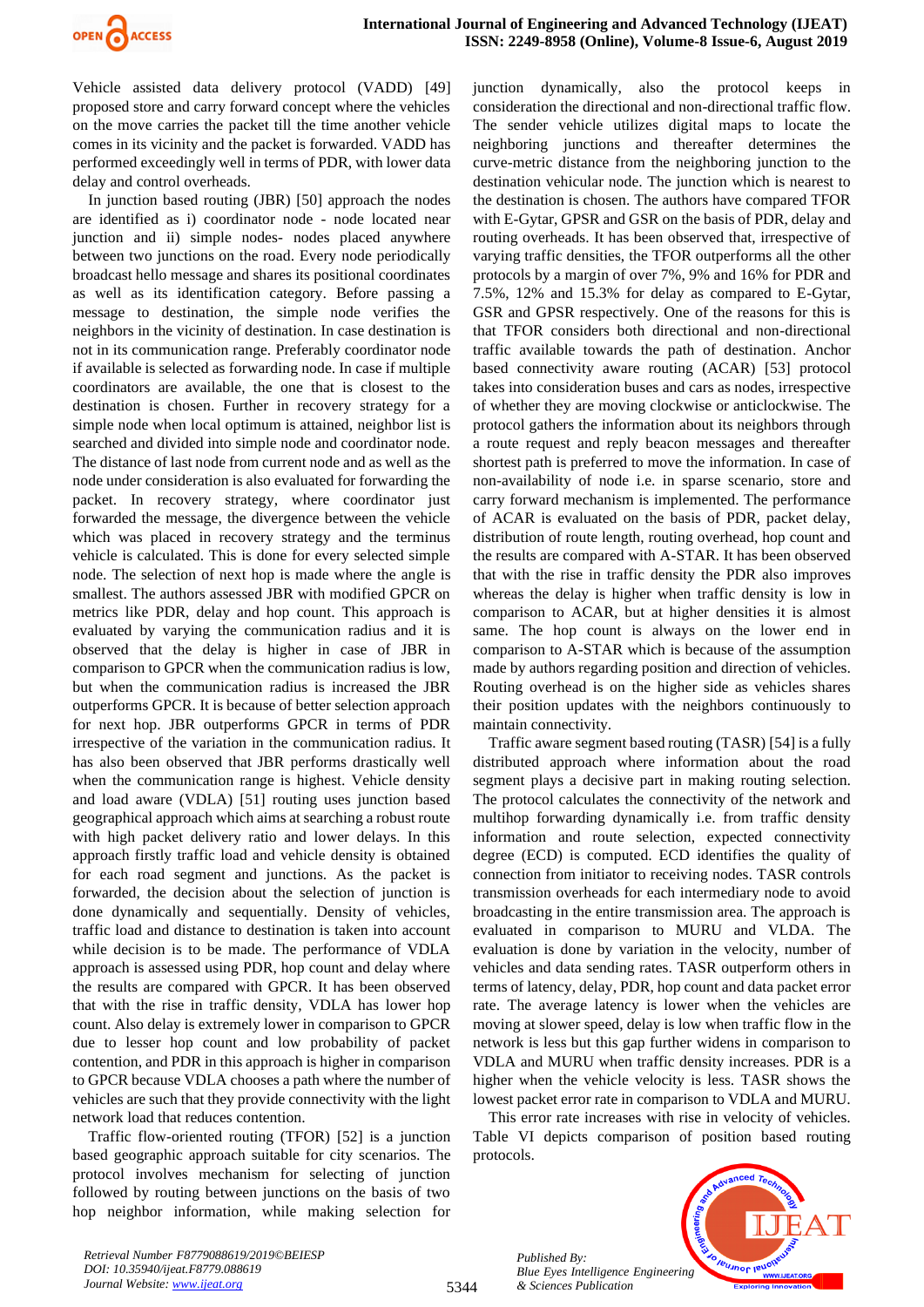Vehicle assisted data delivery protocol (VADD) [49] proposed store and carry forward concept where the vehicles on the move carries the packet till the time another vehicle comes in its vicinity and the packet is forwarded. VADD has performed exceedingly well in terms of PDR, with lower data delay and control overheads.

In junction based routing (JBR) [50] approach the nodes are identified as i) coordinator node - node located near junction and ii) simple nodes- nodes placed anywhere between two junctions on the road. Every node periodically broadcast hello message and shares its positional coordinates as well as its identification category. Before passing a message to destination, the simple node verifies the neighbors in the vicinity of destination. In case destination is not in its communication range. Preferably coordinator node if available is selected as forwarding node. In case if multiple coordinators are available, the one that is closest to the destination is chosen. Further in recovery strategy for a simple node when local optimum is attained, neighbor list is searched and divided into simple node and coordinator node. The distance of last node from current node and as well as the node under consideration is also evaluated for forwarding the packet. In recovery strategy, where coordinator just forwarded the message, the divergence between the vehicle which was placed in recovery strategy and the terminus vehicle is calculated. This is done for every selected simple node. The selection of next hop is made where the angle is smallest. The authors assessed JBR with modified GPCR on metrics like PDR, delay and hop count. This approach is evaluated by varying the communication radius and it is observed that the delay is higher in case of JBR in comparison to GPCR when the communication radius is low, but when the communication radius is increased the JBR outperforms GPCR. It is because of better selection approach for next hop. JBR outperforms GPCR in terms of PDR irrespective of the variation in the communication radius. It has also been observed that JBR performs drastically well when the communication range is highest. Vehicle density and load aware (VDLA) [51] routing uses junction based geographical approach which aims at searching a robust route with high packet delivery ratio and lower delays. In this approach firstly traffic load and vehicle density is obtained for each road segment and junctions. As the packet is forwarded, the decision about the selection of junction is done dynamically and sequentially. Density of vehicles, traffic load and distance to destination is taken into account while decision is to be made. The performance of VDLA approach is assessed using PDR, hop count and delay where the results are compared with GPCR. It has been observed that with the rise in traffic density, VDLA has lower hop count. Also delay is extremely lower in comparison to GPCR due to lesser hop count and low probability of packet contention, and PDR in this approach is higher in comparison to GPCR because VDLA chooses a path where the number of vehicles are such that they provide connectivity with the light network load that reduces contention.

Traffic flow-oriented routing (TFOR) [52] is a junction based geographic approach suitable for city scenarios. The protocol involves mechanism for selecting of junction followed by routing between junctions on the basis of two hop neighbor information, while making selection for junction dynamically, also the protocol keeps in consideration the directional and non-directional traffic flow. The sender vehicle utilizes digital maps to locate the neighboring junctions and thereafter determines the curve-metric distance from the neighboring junction to the destination vehicular node. The junction which is nearest to the destination is chosen. The authors have compared TFOR with E-Gytar, GPSR and GSR on the basis of PDR, delay and routing overheads. It has been observed that, irrespective of varying traffic densities, the TFOR outperforms all the other protocols by a margin of over 7%, 9% and 16% for PDR and 7.5%, 12% and 15.3% for delay as compared to E-Gytar, GSR and GPSR respectively. One of the reasons for this is that TFOR considers both directional and non-directional traffic available towards the path of destination. Anchor based connectivity aware routing (ACAR) [53] protocol takes into consideration buses and cars as nodes, irrespective of whether they are moving clockwise or anticlockwise. The protocol gathers the information about its neighbors through a route request and reply beacon messages and thereafter shortest path is preferred to move the information. In case of non-availability of node i.e. in sparse scenario, store and carry forward mechanism is implemented. The performance of ACAR is evaluated on the basis of PDR, packet delay, distribution of route length, routing overhead, hop count and the results are compared with A-STAR. It has been observed that with the rise in traffic density the PDR also improves whereas the delay is higher when traffic density is low in comparison to ACAR, but at higher densities it is almost same. The hop count is always on the lower end in comparison to A-STAR which is because of the assumption made by authors regarding position and direction of vehicles. Routing overhead is on the higher side as vehicles shares their position updates with the neighbors continuously to maintain connectivity.

Traffic aware segment based routing (TASR) [54] is a fully distributed approach where information about the road segment plays a decisive part in making routing selection. The protocol calculates the connectivity of the network and multihop forwarding dynamically i.e. from traffic density information and route selection, expected connectivity degree (ECD) is computed. ECD identifies the quality of connection from initiator to receiving nodes. TASR controls transmission overheads for each intermediary node to avoid broadcasting in the entire transmission area. The approach is evaluated in comparison to MURU and VLDA. The evaluation is done by variation in the velocity, number of vehicles and data sending rates. TASR outperform others in terms of latency, delay, PDR, hop count and data packet error rate. The average latency is lower when the vehicles are moving at slower speed, delay is low when traffic flow in the network is less but this gap further widens in comparison to VDLA and MURU when traffic density increases. PDR is a higher when the vehicle velocity is less. TASR shows the lowest packet error rate in comparison to VDLA and MURU.

This error rate increases with rise in velocity of vehicles. Table VI depicts comparison of position based routing protocols.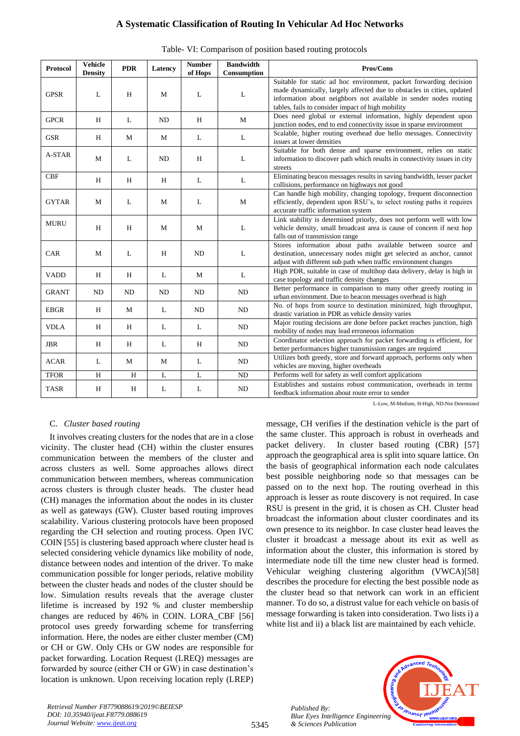Table- VI: Comparison of position based routing protocols

| Protocol | Vehicle Density | PDR | Latency | Number of Hops | Bandwidth Consumption | Pros/Cons |
|---|---|---|---|---|---|---|
| GPSR | L | H | M | L | L | Suitable for static ad hoc environment, packet forwarding decision made dynamically, largely affected due to obstacles in cities, updated information about neighbors not available in sender nodes routing tables, fails to consider impact of high mobility |
| GPCR | H | L | ND | H | M | Does need global or external information, highly dependent upon junction nodes, end to end connectivity issue in sparse environment |
| GSR | H | M | M | L | L | Scalable, higher routing overhead due hello messages. Connectivity issues at lower densities |
| A-STAR | M | L | ND | H | L | Suitable for both dense and sparse environment, relies on static information to discover path which results in connectivity issues in city streets |
| CBF | H | H | H | L | L | Eliminating beacon messages results in saving bandwidth, lesser packet collisions, performance on highways not good |
| GYTAR | M | L | M | L | M | Can handle high mobility, changing topology, frequent disconnection efficiently, dependent upon RSU's, to select routing paths it requires accurate traffic information system |
| MURU | H | H | M | M | L | Link stability is determined priorly, does not perform well with low vehicle density, small broadcast area is cause of concern if next hop falls out of transmission range |
| CAR | M | L | H | ND | L | Stores information about paths available between source and destination, unnecessary nodes might get selected as anchor, cannot adjust with different sub path when traffic environment changes |
| VADD | H | H | L | M | L | High PDR, suitable in case of multihop data delivery, delay is high in case topology and traffic density changes |
| GRANT | ND | ND | ND | ND | ND | Better performance in comparison to many other greedy routing in urban environment. Due to beacon messages overhead is high |
| EBGR | H | M | L | ND | ND | No. of hops from source to destination minimized, high throughput, drastic variation in PDR as vehicle density varies |
| VDLA | H | H | L | L | ND | Major routing decisions are done before packet reaches junction, high mobility of nodes may lead erroneous information |
| JBR | H | H | L | H | ND | Coordinator selection approach for packet forwarding is efficient, for better performances higher transmission ranges are required |
| ACAR | L | M | M | L | ND | Utilizes both greedy, store and forward approach, performs only when vehicles are moving, higher overheads |
| TFOR | H | H | L | L | ND | Performs well for safety as well comfort applications |
| TASR | H | H | L | L | ND | Establishes and sustains robust communication, overheads in terms feedback information about route error to sender |

L-Low, M-Medium, H-High, ND-Not Determined

### C. *Cluster based routing*

It involves creating clusters for the nodes that are in a close vicinity. The cluster head (CH) within the cluster ensures communication between the members of the cluster and across clusters as well. Some approaches allows direct communication between members, whereas communication across clusters is through cluster heads. The cluster head (CH) manages the information about the nodes in its cluster as well as gateways (GW). Cluster based routing improves scalability. Various clustering protocols have been proposed regarding the CH selection and routing process. Open IVC COIN [55] is clustering based approach where cluster head is selected considering vehicle dynamics like mobility of node, distance between nodes and intention of the driver. To make communication possible for longer periods, relative mobility between the cluster heads and nodes of the cluster should be low. Simulation results reveals that the average cluster lifetime is increased by 192 % and cluster membership changes are reduced by 46% in COIN. LORA_CBF [56] protocol uses greedy forwarding scheme for transferring information. Here, the nodes are either cluster member (CM) or CH or GW. Only CHs or GW nodes are responsible for packet forwarding. Location Request (LREQ) messages are forwarded by source (either CH or GW) in case destination's location is unknown. Upon receiving location reply (LREP) message, CH verifies if the destination vehicle is the part of the same cluster. This approach is robust in overheads and packet delivery. In cluster based routing (CBR) [57] approach the geographical area is split into square lattice. On the basis of geographical information each node calculates best possible neighboring node so that messages can be passed on to the next hop. The routing overhead in this approach is lesser as route discovery is not required. In case RSU is present in the grid, it is chosen as CH. Cluster head broadcast the information about cluster coordinates and its own presence to its neighbor. In case cluster head leaves the cluster it broadcast a message about its exit as well as information about the cluster, this information is stored by intermediate node till the time new cluster head is formed. Vehicular weighing clustering algorithm (VWCA)[58] describes the procedure for electing the best possible node as the cluster head so that network can work in an efficient manner. To do so, a distrust value for each vehicle on basis of message forwarding is taken into consideration. Two lists i) a white list and ii) a black list are maintained by each vehicle.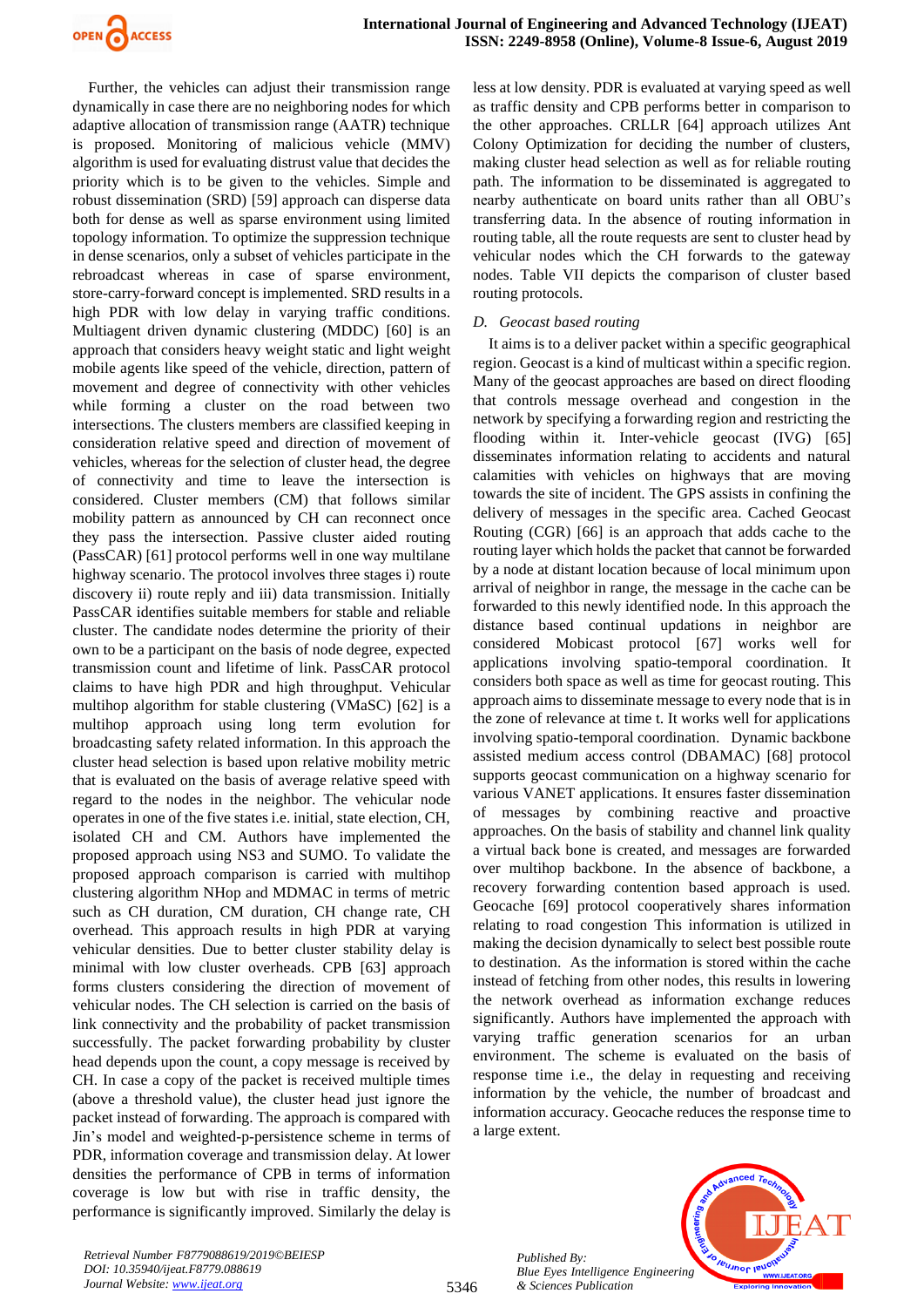Further, the vehicles can adjust their transmission range dynamically in case there are no neighboring nodes for which adaptive allocation of transmission range (AATR) technique is proposed. Monitoring of malicious vehicle (MMV) algorithm is used for evaluating distrust value that decides the priority which is to be given to the vehicles. Simple and robust dissemination (SRD) [59] approach can disperse data both for dense as well as sparse environment using limited topology information. To optimize the suppression technique in dense scenarios, only a subset of vehicles participate in the rebroadcast whereas in case of sparse environment, store-carry-forward concept is implemented. SRD results in a high PDR with low delay in varying traffic conditions. Multiagent driven dynamic clustering (MDDC) [60] is an approach that considers heavy weight static and light weight mobile agents like speed of the vehicle, direction, pattern of movement and degree of connectivity with other vehicles while forming a cluster on the road between two intersections. The clusters members are classified keeping in consideration relative speed and direction of movement of vehicles, whereas for the selection of cluster head, the degree of connectivity and time to leave the intersection is considered. Cluster members (CM) that follows similar mobility pattern as announced by CH can reconnect once they pass the intersection. Passive cluster aided routing (PassCAR) [61] protocol performs well in one way multilane highway scenario. The protocol involves three stages i) route discovery ii) route reply and iii) data transmission. Initially PassCAR identifies suitable members for stable and reliable cluster. The candidate nodes determine the priority of their own to be a participant on the basis of node degree, expected transmission count and lifetime of link. PassCAR protocol claims to have high PDR and high throughput. Vehicular multihop algorithm for stable clustering (VMaSC) [62] is a multihop approach using long term evolution for broadcasting safety related information. In this approach the cluster head selection is based upon relative mobility metric that is evaluated on the basis of average relative speed with regard to the nodes in the neighbor. The vehicular node operates in one of the five states i.e. initial, state election, CH, isolated CH and CM. Authors have implemented the proposed approach using NS3 and SUMO. To validate the proposed approach comparison is carried with multihop clustering algorithm NHop and MDMAC in terms of metric such as CH duration, CM duration, CH change rate, CH overhead. This approach results in high PDR at varying vehicular densities. Due to better cluster stability delay is minimal with low cluster overheads. CPB [63] approach forms clusters considering the direction of movement of vehicular nodes. The CH selection is carried on the basis of link connectivity and the probability of packet transmission successfully. The packet forwarding probability by cluster head depends upon the count, a copy message is received by CH. In case a copy of the packet is received multiple times (above a threshold value), the cluster head just ignore the packet instead of forwarding. The approach is compared with Jin's model and weighted-p-persistence scheme in terms of PDR, information coverage and transmission delay. At lower densities the performance of CPB in terms of information coverage is low but with rise in traffic density, the performance is significantly improved. Similarly the delay is less at low density. PDR is evaluated at varying speed as well as traffic density and CPB performs better in comparison to the other approaches. CRLLR [64] approach utilizes Ant Colony Optimization for deciding the number of clusters, making cluster head selection as well as for reliable routing path. The information to be disseminated is aggregated to nearby authenticate on board units rather than all OBU's transferring data. In the absence of routing information in routing table, all the route requests are sent to cluster head by vehicular nodes which the CH forwards to the gateway nodes. Table VII depicts the comparison of cluster based routing protocols.

### *D. Geocast based routing*

It aims is to a deliver packet within a specific geographical region. Geocast is a kind of multicast within a specific region. Many of the geocast approaches are based on direct flooding that controls message overhead and congestion in the network by specifying a forwarding region and restricting the flooding within it. Inter-vehicle geocast (IVG) [65] disseminates information relating to accidents and natural calamities with vehicles on highways that are moving towards the site of incident. The GPS assists in confining the delivery of messages in the specific area. Cached Geocast Routing (CGR) [66] is an approach that adds cache to the routing layer which holds the packet that cannot be forwarded by a node at distant location because of local minimum upon arrival of neighbor in range, the message in the cache can be forwarded to this newly identified node. In this approach the distance based continual updations in neighbor are considered Mobicast protocol [67] works well for applications involving spatio-temporal coordination. It considers both space as well as time for geocast routing. This approach aims to disseminate message to every node that is in the zone of relevance at time t. It works well for applications involving spatio-temporal coordination. Dynamic backbone assisted medium access control (DBAMAC) [68] protocol supports geocast communication on a highway scenario for various VANET applications. It ensures faster dissemination of messages by combining reactive and proactive approaches. On the basis of stability and channel link quality a virtual back bone is created, and messages are forwarded over multihop backbone. In the absence of backbone, a recovery forwarding contention based approach is used. Geocache [69] protocol cooperatively shares information relating to road congestion This information is utilized in making the decision dynamically to select best possible route to destination. As the information is stored within the cache instead of fetching from other nodes, this results in lowering the network overhead as information exchange reduces significantly. Authors have implemented the approach with varying traffic generation scenarios for an urban environment. The scheme is evaluated on the basis of response time i.e., the delay in requesting and receiving information by the vehicle, the number of broadcast and information accuracy. Geocache reduces the response time to a large extent.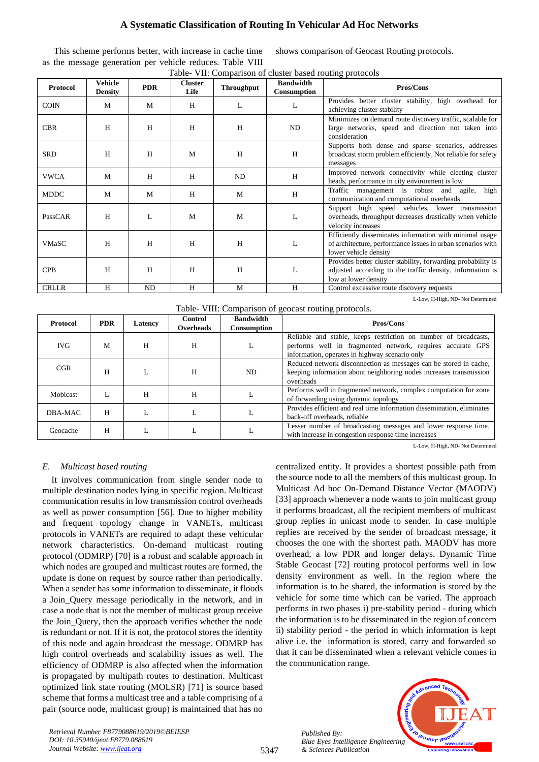This scheme performs better, with increase in cache time as the message generation per vehicle reduces. Table VIII shows comparison of Geocast Routing protocols.

Table- VII: Comparison of cluster based routing protocols

| Protocol | Vehicle Density | PDR | Cluster Life | Throughput | Bandwidth Consumption | Pros/Cons |
|---|---|---|---|---|---|---|
| COIN | M | M | H | L | L | Provides better cluster stability, high overhead for achieving cluster stability |
| CBR | H | H | H | H | ND | Minimizes on demand route discovery traffic, scalable for large networks, speed and direction not taken into consideration |
| SRD | H | H | M | H | H | Supports both dense and sparse scenarios, addresses broadcast storm problem efficiently, Not reliable for safety messages |
| VWCA | M | H | H | ND | H | Improved network connectivity while electing cluster heads, performance in city environment is low |
| MDDC | M | M | H | M | H | Traffic management is robust and agile, high communication and computational overheads |
| PassCAR | H | L | M | M | L | Support high speed vehicles, lower transmission overheads, throughput decreases drastically when vehicle velocity increases |
| VMaSC | H | H | H | H | L | Efficiently disseminates information with minimal usage of architecture, performance issues in urban scenarios with lower vehicle density |
| CPB | H | H | H | H | L | Provides better cluster stability, forwarding probability is adjusted according to the traffic density, information is low at lower density |
| CRLLR | H | ND | H | M | H | Control excessive route discovery requests |

L-Low, H-High, ND- Not Determined

Table- VIII: Comparison of geocast routing protocols.

| Protocol | PDR | Latency | Control Overheads | Bandwidth Consumption | Pros/Cons |
|---|---|---|---|---|---|
| IVG | M | H | H | L | Reliable and stable, keeps restriction on number of broadcasts, performs well in fragmented network, requires accurate GPS information, operates in highway scenario only |
| CGR | H | L | H | ND | Reduced network disconnection as messages can be stored in cache, keeping information about neighboring nodes increases transmission overheads |
| Mobicast | L | H | H | L | Performs well in fragmented network, complex computation for zone of forwarding using dynamic topology |
| DBA-MAC | H | L | L | L | Provides efficient and real time information dissemination, eliminates back-off overheads, reliable |
| Geocache | H | L | L | L | Lesser number of broadcasting messages and lower response time, with increase in congestion response time increases |

L-Low, H-High, ND- Not Determined

### *E. Multicast based routing*

It involves communication from single sender node to multiple destination nodes lying in specific region. Multicast communication results in low transmission control overheads as well as power consumption [56]. Due to higher mobility and frequent topology change in VANETs, multicast protocols in VANETs are required to adapt these vehicular network characteristics. On-demand multicast routing protocol (ODMRP) [70] is a robust and scalable approach in which nodes are grouped and multicast routes are formed, the update is done on request by source rather than periodically. When a sender has some information to disseminate, it floods a Join_Query message periodically in the network, and in case a node that is not the member of multicast group receive the Join_Query, then the approach verifies whether the node is redundant or not. If it is not, the protocol stores the identity of this node and again broadcast the message. ODMRP has high control overheads and scalability issues as well. The efficiency of ODMRP is also affected when the information is propagated by multipath routes to destination. Multicast optimized link state routing (MOLSR) [71] is source based scheme that forms a multicast tree and a table comprising of a pair (source node, multicast group) is maintained that has no centralized entity. It provides a shortest possible path from the source node to all the members of this multicast group. In Multicast Ad hoc On-Demand Distance Vector (MAODV) [33] approach whenever a node wants to join multicast group it performs broadcast, all the recipient members of multicast group replies in unicast mode to sender. In case multiple replies are received by the sender of broadcast message, it chooses the one with the shortest path. MAODV has more overhead, a low PDR and longer delays. Dynamic Time Stable Geocast [72] routing protocol performs well in low density environment as well. In the region where the information is to be shared, the information is stored by the vehicle for some time which can be varied. The approach performs in two phases i) pre-stability period - during which the information is to be disseminated in the region of concern ii) stability period - the period in which information is kept alive i.e. the information is stored, carry and forwarded so that it can be disseminated when a relevant vehicle comes in the communication range.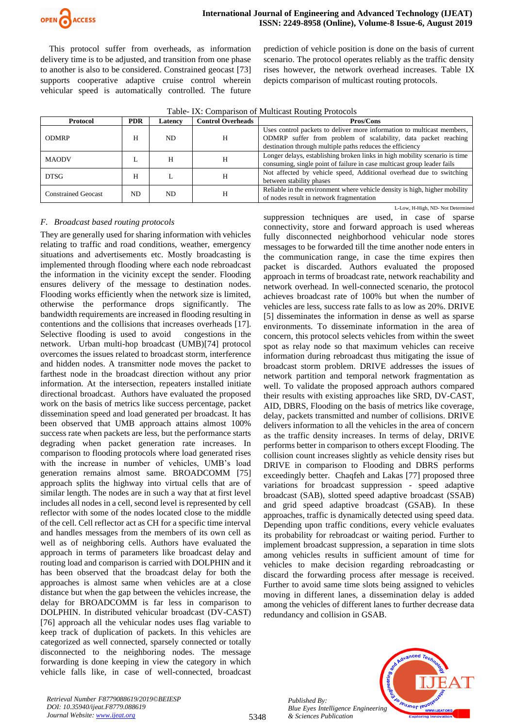This protocol suffer from overheads, as information delivery time is to be adjusted, and transition from one phase to another is also to be considered. Constrained geocast [73] supports cooperative adaptive cruise control wherein vehicular speed is automatically controlled. The future prediction of vehicle position is done on the basis of current scenario. The protocol operates reliably as the traffic density rises however, the network overhead increases. Table IX depicts comparison of multicast routing protocols.

Table- IX: Comparison of Multicast Routing Protocols

| Protocol | PDR | Latency | Control Overheads | Pros/Cons |
|---|---|---|---|---|
| ODMRP | H | ND | H | Uses control packets to deliver more information to multicast members, ODMRP suffer from problem of scalability, data packet reaching destination through multiple paths reduces the efficiency |
| MAODV | L | H | H | Longer delays, establishing broken links in high mobility scenario is time consuming, single point of failure in case multicast group leader fails |
| DTSG | H | L | H | Not affected by vehicle speed, Additional overhead due to switching between stability phases |
| Constrained Geocast | ND | ND | H | Reliable in the environment where vehicle density is high, higher mobility of nodes result in network fragmentation |

L-Low, H-High, ND- Not Determined

### *F. Broadcast based routing protocols*

They are generally used for sharing information with vehicles relating to traffic and road conditions, weather, emergency situations and advertisements etc. Mostly broadcasting is implemented through flooding where each node rebroadcast the information in the vicinity except the sender. Flooding ensures delivery of the message to destination nodes. Flooding works efficiently when the network size is limited, otherwise the performance drops significantly. The bandwidth requirements are increased in flooding resulting in contentions and the collisions that increases overheads [17]. Selective flooding is used to avoid congestions in the network. Urban multi-hop broadcast (UMB)[74] protocol overcomes the issues related to broadcast storm, interference and hidden nodes. A transmitter node moves the packet to farthest node in the broadcast direction without any prior information. At the intersection, repeaters installed initiate directional broadcast. Authors have evaluated the proposed work on the basis of metrics like success percentage, packet dissemination speed and load generated per broadcast. It has been observed that UMB approach attains almost 100% success rate when packets are less, but the performance starts degrading when packet generation rate increases. In comparison to flooding protocols where load generated rises with the increase in number of vehicles, UMB's load generation remains almost same. BROADCOMM [75] approach splits the highway into virtual cells that are of similar length. The nodes are in such a way that at first level includes all nodes in a cell, second level is represented by cell reflector with some of the nodes located close to the middle of the cell. Cell reflector act as CH for a specific time interval and handles messages from the members of its own cell as well as of neighboring cells. Authors have evaluated the approach in terms of parameters like broadcast delay and routing load and comparison is carried with DOLPHIN and it has been observed that the broadcast delay for both the approaches is almost same when vehicles are at a close distance but when the gap between the vehicles increase, the delay for BROADCOMM is far less in comparison to DOLPHIN. In distributed vehicular broadcast (DV-CAST) [76] approach all the vehicular nodes uses flag variable to keep track of duplication of packets. In this vehicles are categorized as well connected, sparsely connected or totally disconnected to the neighboring nodes. The message forwarding is done keeping in view the category in which vehicle falls like, in case of well-connected, broadcast suppression techniques are used, in case of sparse connectivity, store and forward approach is used whereas fully disconnected neighborhood vehicular node stores messages to be forwarded till the time another node enters in the communication range, in case the time expires then packet is discarded. Authors evaluated the proposed approach in terms of broadcast rate, network reachability and network overhead. In well-connected scenario, the protocol achieves broadcast rate of 100% but when the number of vehicles are less, success rate falls to as low as 20%. DRIVE [5] disseminates the information in dense as well as sparse environments. To disseminate information in the area of concern, this protocol selects vehicles from within the sweet spot as relay node so that maximum vehicles can receive information during rebroadcast thus mitigating the issue of broadcast storm problem. DRIVE addresses the issues of network partition and temporal network fragmentation as well. To validate the proposed approach authors compared their results with existing approaches like SRD, DV-CAST, AID, DBRS, Flooding on the basis of metrics like coverage, delay, packets transmitted and number of collisions. DRIVE delivers information to all the vehicles in the area of concern as the traffic density increases. In terms of delay, DRIVE performs better in comparison to others except Flooding. The collision count increases slightly as vehicle density rises but DRIVE in comparison to Flooding and DBRS performs exceedingly better. Chaqfeh and Lakas [77] proposed three variations for broadcast suppression - speed adaptive broadcast (SAB), slotted speed adaptive broadcast (SSAB) and grid speed adaptive broadcast (GSAB). In these approaches, traffic is dynamically detected using speed data. Depending upon traffic conditions, every vehicle evaluates its probability for rebroadcast or waiting period. Further to implement broadcast suppression, a separation in time slots among vehicles results in sufficient amount of time for vehicles to make decision regarding rebroadcasting or discard the forwarding process after message is received. Further to avoid same time slots being assigned to vehicles moving in different lanes, a dissemination delay is added among the vehicles of different lanes to further decrease data redundancy and collision in GSAB.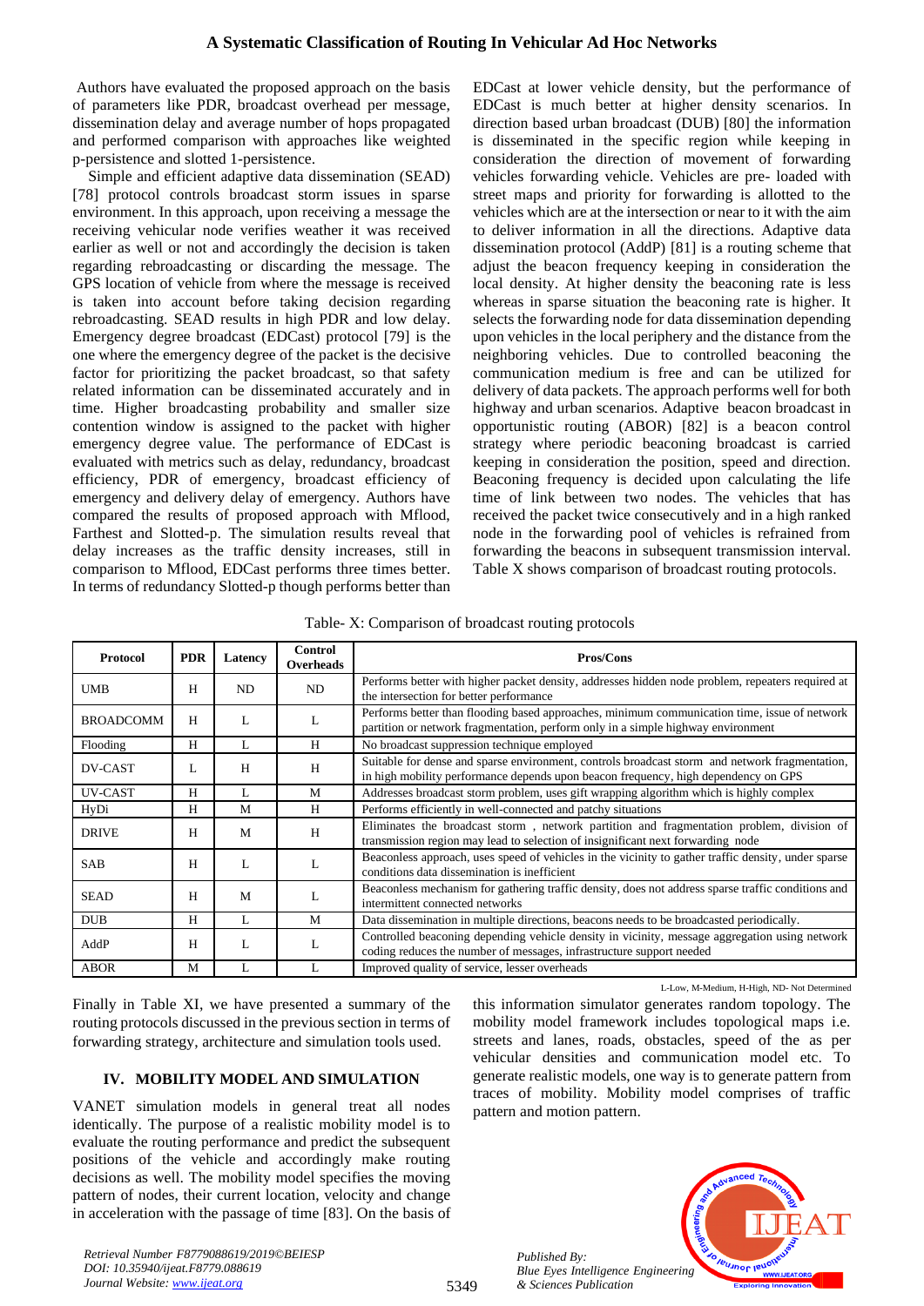Authors have evaluated the proposed approach on the basis of parameters like PDR, broadcast overhead per message, dissemination delay and average number of hops propagated and performed comparison with approaches like weighted p-persistence and slotted 1-persistence.

Simple and efficient adaptive data dissemination (SEAD) [78] protocol controls broadcast storm issues in sparse environment. In this approach, upon receiving a message the receiving vehicular node verifies weather it was received earlier as well or not and accordingly the decision is taken regarding rebroadcasting or discarding the message. The GPS location of vehicle from where the message is received is taken into account before taking decision regarding rebroadcasting. SEAD results in high PDR and low delay. Emergency degree broadcast (EDCast) protocol [79] is the one where the emergency degree of the packet is the decisive factor for prioritizing the packet broadcast, so that safety related information can be disseminated accurately and in time. Higher broadcasting probability and smaller size contention window is assigned to the packet with higher emergency degree value. The performance of EDCast is evaluated with metrics such as delay, redundancy, broadcast efficiency, PDR of emergency, broadcast efficiency of emergency and delivery delay of emergency. Authors have compared the results of proposed approach with Mflood, Farthest and Slotted-p. The simulation results reveal that delay increases as the traffic density increases, still in comparison to Mflood, EDCast performs three times better. In terms of redundancy Slotted-p though performs better than EDCast at lower vehicle density, but the performance of EDCast is much better at higher density scenarios. In direction based urban broadcast (DUB) [80] the information is disseminated in the specific region while keeping in consideration the direction of movement of forwarding vehicles forwarding vehicle. Vehicles are pre- loaded with street maps and priority for forwarding is allotted to the vehicles which are at the intersection or near to it with the aim to deliver information in all the directions. Adaptive data dissemination protocol (AddP) [81] is a routing scheme that adjust the beacon frequency keeping in consideration the local density. At higher density the beaconing rate is less whereas in sparse situation the beaconing rate is higher. It selects the forwarding node for data dissemination depending upon vehicles in the local periphery and the distance from the neighboring vehicles. Due to controlled beaconing the communication medium is free and can be utilized for delivery of data packets. The approach performs well for both highway and urban scenarios. Adaptive beacon broadcast in opportunistic routing (ABOR) [82] is a beacon control strategy where periodic beaconing broadcast is carried keeping in consideration the position, speed and direction. Beaconing frequency is decided upon calculating the life time of link between two nodes. The vehicles that has received the packet twice consecutively and in a high ranked node in the forwarding pool of vehicles is refrained from forwarding the beacons in subsequent transmission interval. Table X shows comparison of broadcast routing protocols.

Table- X: Comparison of broadcast routing protocols

| Protocol | PDR | Latency | Control Overheads | Pros/Cons |
|---|---|---|---|---|
| UMB | H | ND | ND | Performs better with higher packet density, addresses hidden node problem, repeaters required at the intersection for better performance |
| BROADCOMM | H | L | L | Performs better than flooding based approaches, minimum communication time, issue of network partition or network fragmentation, perform only in a simple highway environment |
| Flooding | H | L | H | No broadcast suppression technique employed |
| DV-CAST | L | H | H | Suitable for dense and sparse environment, controls broadcast storm and network fragmentation, in high mobility performance depends upon beacon frequency, high dependency on GPS |
| UV-CAST | H | L | M | Addresses broadcast storm problem, uses gift wrapping algorithm which is highly complex |
| HyDi | H | M | H | Performs efficiently in well-connected and patchy situations |
| DRIVE | H | M | H | Eliminates the broadcast storm , network partition and fragmentation problem, division of transmission region may lead to selection of insignificant next forwarding node |
| SAB | H | L | L | Beaconless approach, uses speed of vehicles in the vicinity to gather traffic density, under sparse conditions data dissemination is inefficient |
| SEAD | H | M | L | Beaconless mechanism for gathering traffic density, does not address sparse traffic conditions and intermittent connected networks |
| DUB | H | L | M | Data dissemination in multiple directions, beacons needs to be broadcasted periodically. |
| AddP | H | L | L | Controlled beaconing depending vehicle density in vicinity, message aggregation using network coding reduces the number of messages, infrastructure support needed |
| ABOR | M | L | L | Improved quality of service, lesser overheads |

L-Low, M-Medium, H-High, ND- Not Determined

Finally in Table XI, we have presented a summary of the routing protocols discussed in the previous section in terms of forwarding strategy, architecture and simulation tools used.

## IV. MOBILITY MODEL AND SIMULATION

VANET simulation models in general treat all nodes identically. The purpose of a realistic mobility model is to evaluate the routing performance and predict the subsequent positions of the vehicle and accordingly make routing decisions as well. The mobility model specifies the moving pattern of nodes, their current location, velocity and change in acceleration with the passage of time [83]. On the basis of this information simulator generates random topology. The mobility model framework includes topological maps i.e. streets and lanes, roads, obstacles, speed of the as per vehicular densities and communication model etc. To generate realistic models, one way is to generate pattern from traces of mobility. Mobility model comprises of traffic pattern and motion pattern.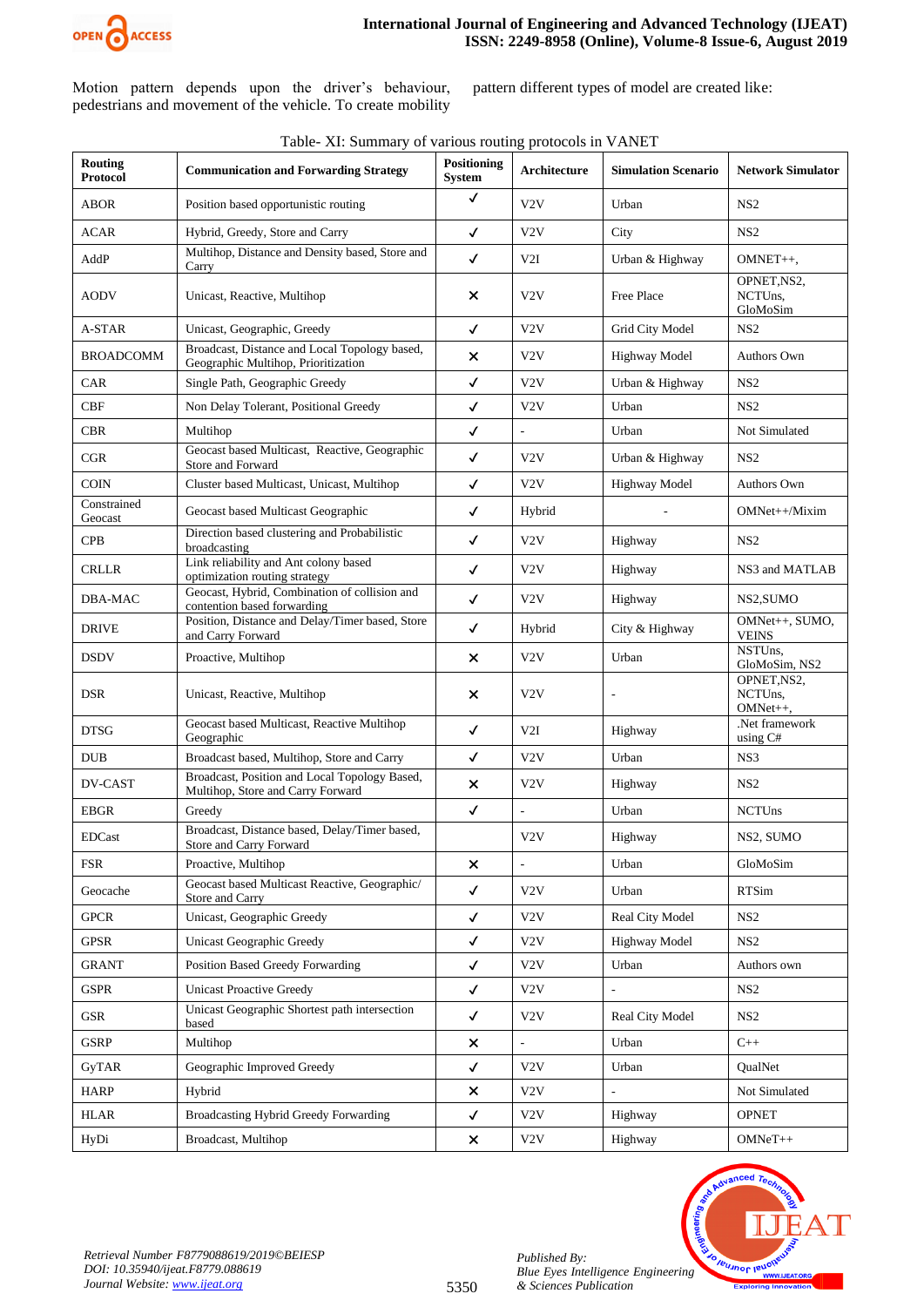Motion pattern depends upon the driver's behaviour, pedestrians and movement of the vehicle. To create mobility pattern different types of model are created like:

Table- XI: Summary of various routing protocols in VANET

| Routing Protocol | Communication and Forwarding Strategy | Positioning System | Architecture | Simulation Scenario | Network Simulator |
|---|---|---|---|---|---|
| ABOR | Position based opportunistic routing | ✓ | V2V | Urban | NS2 |
| ACAR | Hybrid, Greedy, Store and Carry | ✓ | V2V | City | NS2 |
| AddP | Multihop, Distance and Density based, Store and Carry | ✓ | V2I | Urban & Highway | OMNET++, |
| AODV | Unicast, Reactive, Multihop | ✕ | V2V | Free Place | OPNET,NS2, NCTUns, GloMoSim |
| A-STAR | Unicast, Geographic, Greedy | ✓ | V2V | Grid City Model | NS2 |
| BROADCOMM | Broadcast, Distance and Local Topology based, Geographic Multihop, Prioritization | ✕ | V2V | Highway Model | Authors Own |
| CAR | Single Path, Geographic Greedy | ✓ | V2V | Urban & Highway | NS2 |
| CBF | Non Delay Tolerant, Positional Greedy | ✓ | V2V | Urban | NS2 |
| CBR | Multihop | ✓ | - | Urban | Not Simulated |
| CGR | Geocast based Multicast, Reactive, Geographic Store and Forward | ✓ | V2V | Urban & Highway | NS2 |
| COIN | Cluster based Multicast, Unicast, Multihop | ✓ | V2V | Highway Model | Authors Own |
| Constrained Geocast | Geocast based Multicast Geographic | ✓ | Hybrid | - | OMNet++/Mixim |
| CPB | Direction based clustering and Probabilistic broadcasting | ✓ | V2V | Highway | NS2 |
| CRLLR | Link reliability and Ant colony based optimization routing strategy | ✓ | V2V | Highway | NS3 and MATLAB |
| DBA-MAC | Geocast, Hybrid, Combination of collision and contention based forwarding | ✓ | V2V | Highway | NS2,SUMO |
| DRIVE | Position, Distance and Delay/Timer based, Store and Carry Forward | ✓ | Hybrid | City & Highway | OMNet++, SUMO, VEINS |
| DSDV | Proactive, Multihop | ✕ | V2V | Urban | NSTUns, GloMoSim, NS2 |
| DSR | Unicast, Reactive, Multihop | ✕ | V2V | - | OPNET,NS2, NCTUns, OMNet++, |
| DTSG | Geocast based Multicast, Reactive Multihop Geographic | ✓ | V2I | Highway | .Net framework using C# |
| DUB | Broadcast based, Multihop, Store and Carry | ✓ | V2V | Urban | NS3 |
| DV-CAST | Broadcast, Position and Local Topology Based, Multihop, Store and Carry Forward | ✕ | V2V | Highway | NS2 |
| EBGR | Greedy | ✓ | - | Urban | NCTUns |
| EDCast | Broadcast, Distance based, Delay/Timer based, Store and Carry Forward | | V2V | Highway | NS2, SUMO |
| FSR | Proactive, Multihop | ✕ | - | Urban | GloMoSim |
| Geocache | Geocast based Multicast Reactive, Geographic/ Store and Carry | ✓ | V2V | Urban | RTSim |
| GPCR | Unicast, Geographic Greedy | ✓ | V2V | Real City Model | NS2 |
| GPSR | Unicast Geographic Greedy | ✓ | V2V | Highway Model | NS2 |
| GRANT | Position Based Greedy Forwarding | ✓ | V2V | Urban | Authors own |
| GSPR | Unicast Proactive Greedy | ✓ | V2V | - | NS2 |
| GSR | Unicast Geographic Shortest path intersection based | ✓ | V2V | Real City Model | NS2 |
| GSRP | Multihop | ✕ | - | Urban | C++ |
| GyTAR | Geographic Improved Greedy | ✓ | V2V | Urban | QualNet |
| HARP | Hybrid | ✕ | V2V | - | Not Simulated |
| HLAR | Broadcasting Hybrid Greedy Forwarding | ✓ | V2V | Highway | OPNET |
| HyDi | Broadcast, Multihop | ✕ | V2V | Highway | OMNeT++ |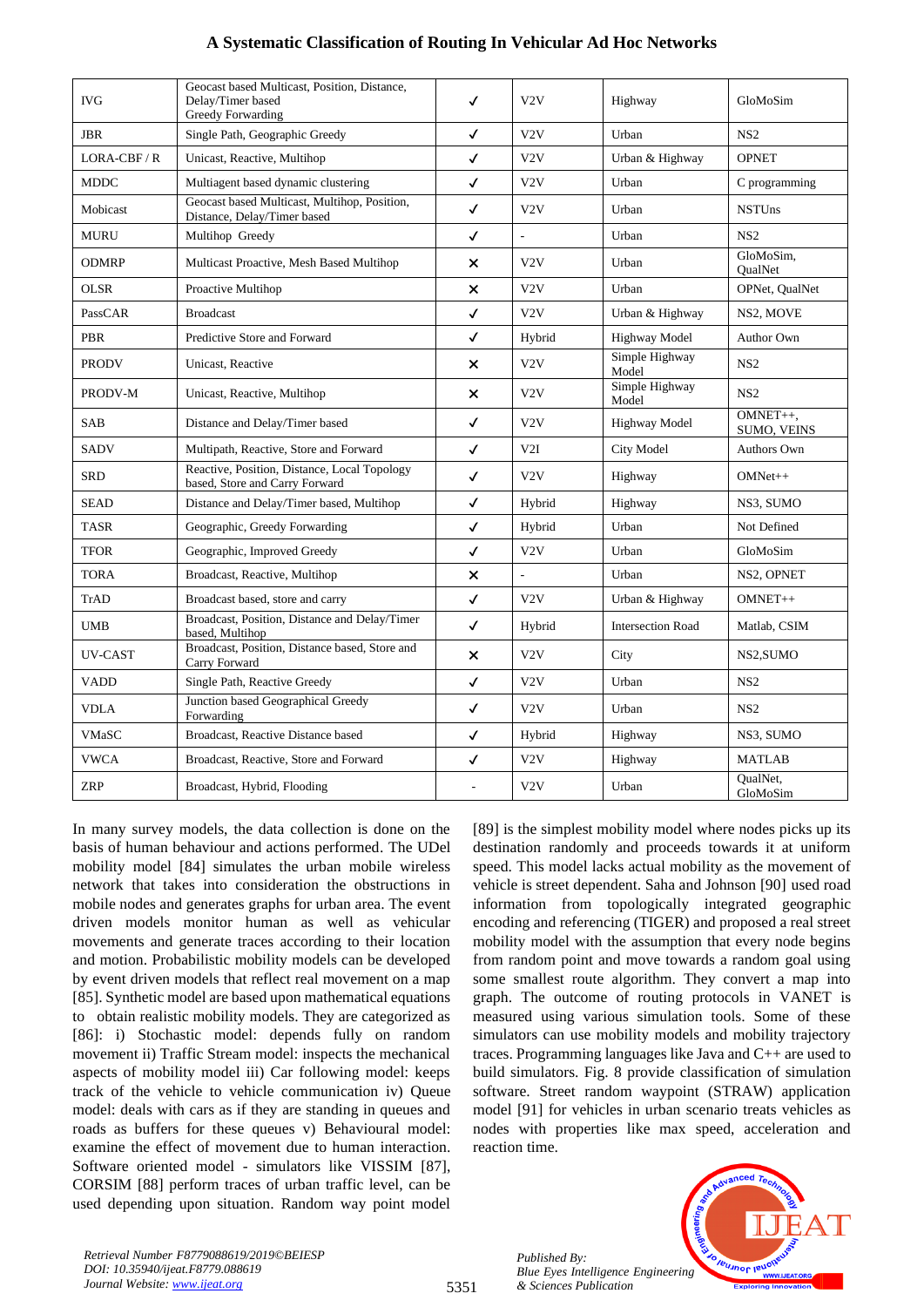| IVG | Geocast based Multicast, Position, Distance, Delay/Timer based Greedy Forwarding | ✓ | V2V | Highway | GloMoSim |
|---|---|---|---|---|---|
| JBR | Single Path, Geographic Greedy | ✓ | V2V | Urban | NS2 |
| LORA-CBF / R | Unicast, Reactive, Multihop | ✓ | V2V | Urban & Highway | OPNET |
| MDDC | Multiagent based dynamic clustering | ✓ | V2V | Urban | C programming |
| Mobicast | Geocast based Multicast, Multihop, Position, Distance, Delay/Timer based | ✓ | V2V | Urban | NSTUns |
| MURU | Multihop Greedy | ✓ | - | Urban | NS2 |
| ODMRP | Multicast Proactive, Mesh Based Multihop | ✕ | V2V | Urban | GloMoSim, QualNet |
| OLSR | Proactive Multihop | ✕ | V2V | Urban | OPNet, QualNet |
| PassCAR | Broadcast | ✓ | V2V | Urban & Highway | NS2, MOVE |
| PBR | Predictive Store and Forward | ✓ | Hybrid | Highway Model | Author Own |
| PRODV | Unicast, Reactive | ✕ | V2V | Simple Highway Model | NS2 |
| PRODV-M | Unicast, Reactive, Multihop | ✕ | V2V | Simple Highway Model | NS2 |
| SAB | Distance and Delay/Timer based | ✓ | V2V | Highway Model | OMNET++, SUMO, VEINS |
| SADV | Multipath, Reactive, Store and Forward | ✓ | V2I | City Model | Authors Own |
| SRD | Reactive, Position, Distance, Local Topology based, Store and Carry Forward | ✓ | V2V | Highway | OMNet++ |
| SEAD | Distance and Delay/Timer based, Multihop | ✓ | Hybrid | Highway | NS3, SUMO |
| TASR | Geographic, Greedy Forwarding | ✓ | Hybrid | Urban | Not Defined |
| TFOR | Geographic, Improved Greedy | ✓ | V2V | Urban | GloMoSim |
| TORA | Broadcast, Reactive, Multihop | ✕ | - | Urban | NS2, OPNET |
| TrAD | Broadcast based, store and carry | ✓ | V2V | Urban & Highway | OMNET++ |
| UMB | Broadcast, Position, Distance and Delay/Timer based, Multihop | ✓ | Hybrid | Intersection Road | Matlab, CSIM |
| UV-CAST | Broadcast, Position, Distance based, Store and Carry Forward | ✕ | V2V | City | NS2,SUMO |
| VADD | Single Path, Reactive Greedy | ✓ | V2V | Urban | NS2 |
| VDLA | Junction based Geographical Greedy Forwarding | ✓ | V2V | Urban | NS2 |
| VMaSC | Broadcast, Reactive Distance based | ✓ | Hybrid | Highway | NS3, SUMO |
| VWCA | Broadcast, Reactive, Store and Forward | ✓ | V2V | Highway | MATLAB |
| ZRP | Broadcast, Hybrid, Flooding | - | V2V | Urban | QualNet, GloMoSim |

In many survey models, the data collection is done on the basis of human behaviour and actions performed. The UDel mobility model [84] simulates the urban mobile wireless network that takes into consideration the obstructions in mobile nodes and generates graphs for urban area. The event driven models monitor human as well as vehicular movements and generate traces according to their location and motion. Probabilistic mobility models can be developed by event driven models that reflect real movement on a map [85]. Synthetic model are based upon mathematical equations to obtain realistic mobility models. They are categorized as [86]: i) Stochastic model: depends fully on random movement ii) Traffic Stream model: inspects the mechanical aspects of mobility model iii) Car following model: keeps track of the vehicle to vehicle communication iv) Queue model: deals with cars as if they are standing in queues and roads as buffers for these queues v) Behavioural model: examine the effect of movement due to human interaction. Software oriented model - simulators like VISSIM [87], CORSIM [88] perform traces of urban traffic level, can be used depending upon situation. Random way point model [89] is the simplest mobility model where nodes picks up its destination randomly and proceeds towards it at uniform speed. This model lacks actual mobility as the movement of vehicle is street dependent. Saha and Johnson [90] used road information from topologically integrated geographic encoding and referencing (TIGER) and proposed a real street mobility model with the assumption that every node begins from random point and move towards a random goal using some smallest route algorithm. They convert a map into graph. The outcome of routing protocols in VANET is measured using various simulation tools. Some of these simulators can use mobility models and mobility trajectory traces. Programming languages like Java and C++ are used to build simulators. Fig. 8 provide classification of simulation software. Street random waypoint (STRAW) application model [91] for vehicles in urban scenario treats vehicles as nodes with properties like max speed, acceleration and reaction time.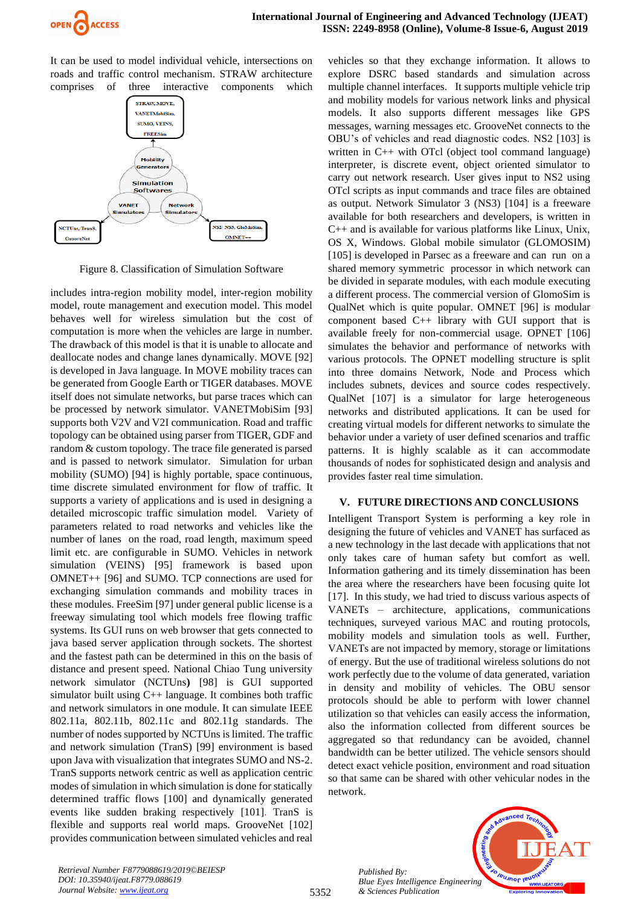It can be used to model individual vehicle, intersections on roads and traffic control mechanism. STRAW architecture comprises of three interactive components which

Figure 8. Classification of Simulation Software

includes intra-region mobility model, inter-region mobility model, route management and execution model. This model behaves well for wireless simulation but the cost of computation is more when the vehicles are large in number. The drawback of this model is that it is unable to allocate and deallocate nodes and change lanes dynamically. MOVE [92] is developed in Java language. In MOVE mobility traces can be generated from Google Earth or TIGER databases. MOVE itself does not simulate networks, but parse traces which can be processed by network simulator. VANETMobiSim [93] supports both V2V and V2I communication. Road and traffic topology can be obtained using parser from TIGER, GDF and random & custom topology. The trace file generated is parsed and is passed to network simulator. Simulation for urban mobility (SUMO) [94] is highly portable, space continuous, time discrete simulated environment for flow of traffic. It supports a variety of applications and is used in designing a detailed microscopic traffic simulation model. Variety of parameters related to road networks and vehicles like the number of lanes on the road, road length, maximum speed limit etc. are configurable in SUMO. Vehicles in network simulation (VEINS) [95] framework is based upon OMNET++ [96] and SUMO. TCP connections are used for exchanging simulation commands and mobility traces in these modules. FreeSim [97] under general public license is a freeway simulating tool which models free flowing traffic systems. Its GUI runs on web browser that gets connected to java based server application through sockets. The shortest and the fastest path can be determined in this on the basis of distance and present speed. National Chiao Tung university network simulator (NCTUns**)** [98] is GUI supported simulator built using C++ language. It combines both traffic and network simulators in one module. It can simulate IEEE 802.11a, 802.11b, 802.11c and 802.11g standards. The number of nodes supported by NCTUns is limited. The traffic and network simulation (TranS) [99] environment is based upon Java with visualization that integrates SUMO and NS-2. TranS supports network centric as well as application centric modes of simulation in which simulation is done for statically determined traffic flows [100] and dynamically generated events like sudden braking respectively [101]. TranS is flexible and supports real world maps. GrooveNet [102] provides communication between simulated vehicles and real vehicles so that they exchange information. It allows to explore DSRC based standards and simulation across multiple channel interfaces. It supports multiple vehicle trip and mobility models for various network links and physical models. It also supports different messages like GPS messages, warning messages etc. GrooveNet connects to the OBU's of vehicles and read diagnostic codes. NS2 [103] is written in C++ with OTcl (object tool command language) interpreter, is discrete event, object oriented simulator to carry out network research. User gives input to NS2 using OTcl scripts as input commands and trace files are obtained as output. Network Simulator 3 (NS3) [104] is a freeware available for both researchers and developers, is written in C++ and is available for various platforms like Linux, Unix, OS X, Windows. Global mobile simulator (GLOMOSIM) [105] is developed in Parsec as a freeware and can run on a shared memory symmetric processor in which network can be divided in separate modules, with each module executing a different process. The commercial version of GlomoSim is QualNet which is quite popular. OMNET [96] is modular component based C++ library with GUI support that is available freely for non-commercial usage. OPNET [106] simulates the behavior and performance of networks with various protocols. The OPNET modelling structure is split into three domains Network, Node and Process which includes subnets, devices and source codes respectively. QualNet [107] is a simulator for large heterogeneous networks and distributed applications. It can be used for creating virtual models for different networks to simulate the behavior under a variety of user defined scenarios and traffic patterns. It is highly scalable as it can accommodate thousands of nodes for sophisticated design and analysis and provides faster real time simulation.

## V. FUTURE DIRECTIONS AND CONCLUSIONS

Intelligent Transport System is performing a key role in designing the future of vehicles and VANET has surfaced as a new technology in the last decade with applications that not only takes care of human safety but comfort as well. Information gathering and its timely dissemination has been the area where the researchers have been focusing quite lot [17]. In this study, we had tried to discuss various aspects of VANETs – architecture, applications, communications techniques, surveyed various MAC and routing protocols, mobility models and simulation tools as well. Further, VANETs are not impacted by memory, storage or limitations of energy. But the use of traditional wireless solutions do not work perfectly due to the volume of data generated, variation in density and mobility of vehicles. The OBU sensor protocols should be able to perform with lower channel utilization so that vehicles can easily access the information, also the information collected from different sources be aggregated so that redundancy can be avoided, channel bandwidth can be better utilized. The vehicle sensors should detect exact vehicle position, environment and road situation so that same can be shared with other vehicular nodes in the network.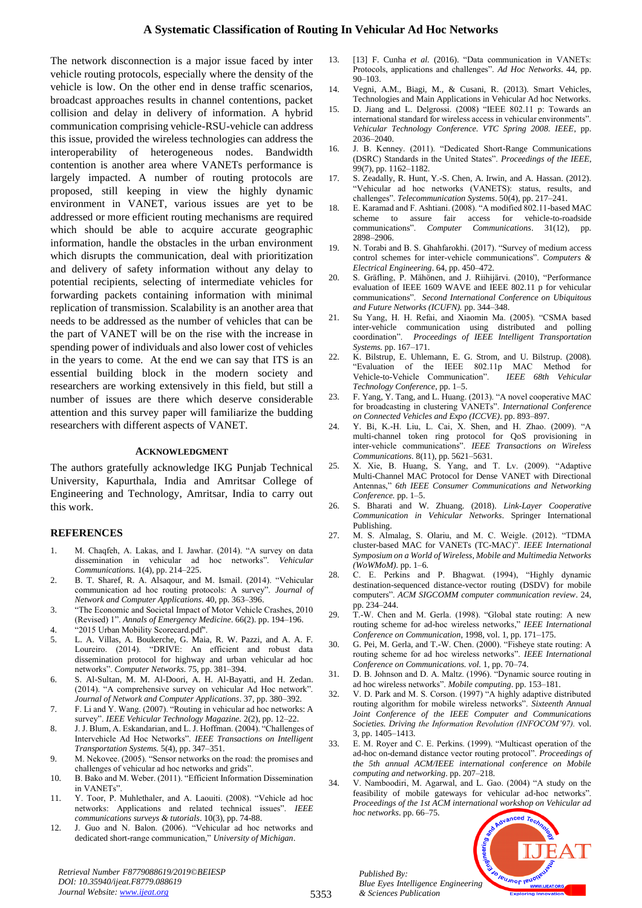The network disconnection is a major issue faced by inter vehicle routing protocols, especially where the density of the vehicle is low. On the other end in dense traffic scenarios, broadcast approaches results in channel contentions, packet collision and delay in delivery of information. A hybrid communication comprising vehicle-RSU-vehicle can address this issue, provided the wireless technologies can address the interoperability of heterogeneous nodes. Bandwidth contention is another area where VANETs performance is largely impacted. A number of routing protocols are proposed, still keeping in view the highly dynamic environment in VANET, various issues are yet to be addressed or more efficient routing mechanisms are required which should be able to acquire accurate geographic information, handle the obstacles in the urban environment which disrupts the communication, deal with prioritization and delivery of safety information without any delay to potential recipients, selecting of intermediate vehicles for forwarding packets containing information with minimal replication of transmission. Scalability is an another area that needs to be addressed as the number of vehicles that can be the part of VANET will be on the rise with the increase in spending power of individuals and also lower cost of vehicles in the years to come. At the end we can say that ITS is an essential building block in the modern society and researchers are working extensively in this field, but still a number of issues are there which deserve considerable attention and this survey paper will familiarize the budding researchers with different aspects of VANET.

### ACKNOWLEDGMENT

The authors gratefully acknowledge IKG Punjab Technical University, Kapurthala, India and Amritsar College of Engineering and Technology, Amritsar, India to carry out this work.

### REFERENCES

1. M. Chaqfeh, A. Lakas, and I. Jawhar. (2014). "A survey on data dissemination in vehicular ad hoc networks". *Vehicular Communications.* 1(4), pp. 214–225.
2. B. T. Sharef, R. A. Alsaqour, and M. Ismail. (2014). "Vehicular communication ad hoc routing protocols: A survey". *Journal of Network and Computer Applications*. 40, pp. 363–396.
3. "The Economic and Societal Impact of Motor Vehicle Crashes, 2010 (Revised) 1". *Annals of Emergency Medicine.* 66(2). pp. 194–196.
4. "2015 Urban Mobility Scorecard.pdf".
5. L. A. Villas, A. Boukerche, G. Maia, R. W. Pazzi, and A. A. F. Loureiro. (2014). "DRIVE: An efficient and robust data dissemination protocol for highway and urban vehicular ad hoc networks". *Computer Networks.* 75, pp. 381–394.
6. S. Al-Sultan, M. M. Al-Doori, A. H. Al-Bayatti, and H. Zedan. (2014). "A comprehensive survey on vehicular Ad Hoc network". *Journal of Network and Computer Applications*. 37, pp. 380–392.
7. F. Li and Y. Wang. (2007). "Routing in vehicular ad hoc networks: A survey". *IEEE Vehicular Technology Magazine.* 2(2), pp. 12–22.
8. J. J. Blum, A. Eskandarian, and L. J. Hoffman. (2004). "Challenges of Intervehicle Ad Hoc Networks". *IEEE Transactions on Intelligent Transportation Systems.* 5(4), pp. 347–351.
9. M. Nekovee. (2005). "Sensor networks on the road: the promises and challenges of vehicular ad hoc networks and grids".
10. B. Bako and M. Weber. (2011). "Efficient Information Dissemination in VANETs".
11. Y. Toor, P. Muhlethaler, and A. Laouiti. (2008). "Vehicle ad hoc networks: Applications and related technical issues". *IEEE communications surveys & tutorials*. 10(3), pp. 74-88.
12. J. Guo and N. Balon. (2006). "Vehicular ad hoc networks and dedicated short-range communication," *University of Michigan*.
13. [13] F. Cunha *et al.* (2016). "Data communication in VANETs: Protocols, applications and challenges". *Ad Hoc Networks*. 44, pp. 90–103.
14. Vegni, A.M., Biagi, M., & Cusani, R. (2013). Smart Vehicles, Technologies and Main Applications in Vehicular Ad hoc Networks.
15. D. Jiang and L. Delgrossi. (2008) "IEEE 802.11 p: Towards an international standard for wireless access in vehicular environments". *Vehicular Technology Conference. VTC Spring 2008. IEEE*, pp. 2036–2040.
16. J. B. Kenney. (2011). "Dedicated Short-Range Communications (DSRC) Standards in the United States". *Proceedings of the IEEE*, 99(7), pp. 1162–1182.
17. S. Zeadally, R. Hunt, Y.-S. Chen, A. Irwin, and A. Hassan. (2012). "Vehicular ad hoc networks (VANETS): status, results, and challenges". *Telecommunication Systems*. 50(4), pp. 217–241.
18. E. Karamad and F. Ashtiani. (2008). "A modified 802.11-based MAC scheme to assure fair access for vehicle-to-roadside communications". *Computer Communications*. 31(12), pp. 2898–2906.
19. N. Torabi and B. S. Ghahfarokhi. (2017). "Survey of medium access control schemes for inter-vehicle communications". *Computers & Electrical Engineering*. 64, pp. 450–472.
20. S. Gräfling, P. Mähönen, and J. Riihijärvi. (2010), "Performance evaluation of IEEE 1609 WAVE and IEEE 802.11 p for vehicular communications". *Second International Conference on Ubiquitous and Future Networks (ICUFN).* pp. 344–348.
21. Su Yang, H. H. Refai, and Xiaomin Ma. (2005). "CSMA based inter-vehicle communication using distributed and polling coordination". *Proceedings of IEEE Intelligent Transportation Systems.* pp. 167–171.
22. K. Bilstrup, E. Uhlemann, E. G. Strom, and U. Bilstrup. (2008). "Evaluation of the IEEE 802.11p MAC Method for Vehicle-to-Vehicle Communication". *IEEE 68th Vehicular Technology Conference*, pp. 1–5.
23. F. Yang, Y. Tang, and L. Huang. (2013). "A novel cooperative MAC for broadcasting in clustering VANETs". *International Conference on Connected Vehicles and Expo (ICCVE)*. pp. 893–897.
24. Y. Bi, K.-H. Liu, L. Cai, X. Shen, and H. Zhao. (2009). "A multi-channel token ring protocol for QoS provisioning in inter-vehicle communications". *IEEE Transactions on Wireless Communications*. 8(11), pp. 5621–5631.
25. X. Xie, B. Huang, S. Yang, and T. Lv. (2009). "Adaptive Multi-Channel MAC Protocol for Dense VANET with Directional Antennas," *6th IEEE Consumer Communications and Networking Conference.* pp. 1–5.
26. S. Bharati and W. Zhuang. (2018). *Link-Layer Cooperative Communication in Vehicular Networks*. Springer International Publishing.
27. M. S. Almalag, S. Olariu, and M. C. Weigle. (2012). "TDMA cluster-based MAC for VANETs (TC-MAC)". *IEEE International Symposium on a World of Wireless, Mobile and Multimedia Networks (WoWMoM).* pp. 1–6.
28. C. E. Perkins and P. Bhagwat. (1994), "Highly dynamic destination-sequenced distance-vector routing (DSDV) for mobile computers". *ACM SIGCOMM computer communication review*. 24, pp. 234–244.
29. T.-W. Chen and M. Gerla. (1998). "Global state routing: A new routing scheme for ad-hoc wireless networks," *IEEE International Conference on Communication*, 1998, vol. 1, pp. 171–175.
30. G. Pei, M. Gerla, and T.-W. Chen. (2000). "Fisheye state routing: A routing scheme for ad hoc wireless networks". *IEEE International Conference on Communications. vol.* 1, pp. 70–74.
31. D. B. Johnson and D. A. Maltz. (1996). "Dynamic source routing in ad hoc wireless networks". *Mobile computing*. pp. 153–181.
32. V. D. Park and M. S. Corson. (1997) "A highly adaptive distributed routing algorithm for mobile wireless networks". *Sixteenth Annual Joint Conference of the IEEE Computer and Communications Societies. Driving the Information Revolution (INFOCOM'97).* vol. 3, pp. 1405–1413.
33. E. M. Royer and C. E. Perkins. (1999). "Multicast operation of the ad-hoc on-demand distance vector routing protocol". *Proceedings of the 5th annual ACM/IEEE international conference on Mobile computing and networking*. pp. 207–218.
34. V. Namboodiri, M. Agarwal, and L. Gao. (2004) "A study on the feasibility of mobile gateways for vehicular ad-hoc networks". *Proceedings of the 1st ACM international workshop on Vehicular ad hoc networks*. pp. 66–75.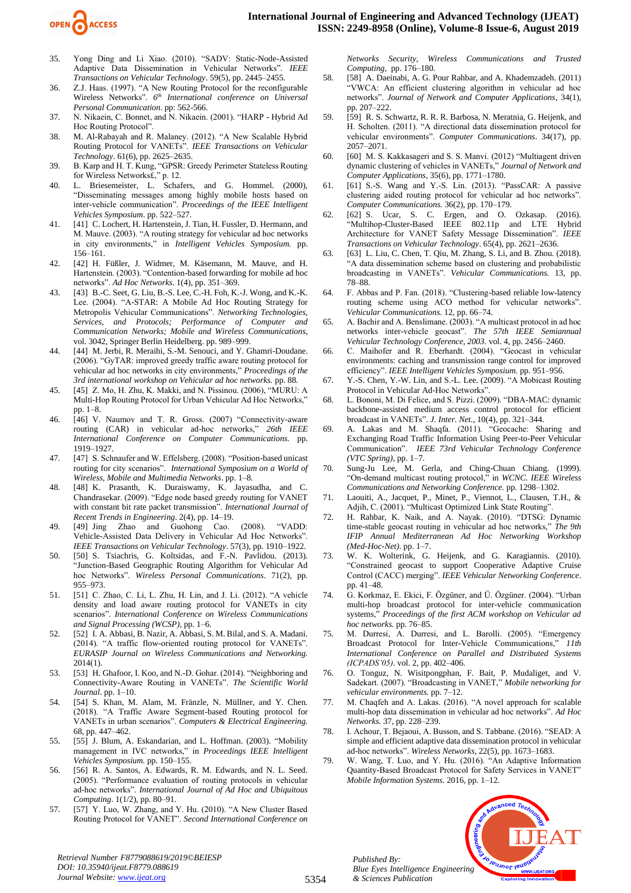35. Yong Ding and Li Xiao. (2010). "SADV: Static-Node-Assisted Adaptive Data Dissemination in Vehicular Networks". *IEEE Transactions on Vehicular Technology*. 59(5), pp. 2445–2455.
36. Z.J. Haas. (1997). "A New Routing Protocol for the reconfigurable Wireless Networks". *6th International conference on Universal Personal Communication*. pp: 562-566.
37. N. Nikaein, C. Bonnet, and N. Nikaein. (2001). "HARP - Hybrid Ad Hoc Routing Protocol".
38. M. Al-Rabayah and R. Malaney. (2012). "A New Scalable Hybrid Routing Protocol for VANETs". *IEEE Transactions on Vehicular Technology*. 61(6), pp. 2625–2635.
39. B. Karp and H. T. Kung, "GPSR: Greedy Perimeter Stateless Routing for Wireless Networks£," p. 12.
40. L. Briesemeister, L. Schafers, and G. Hommel. (2000), "Disseminating messages among highly mobile hosts based on inter-vehicle communication". *Proceedings of the IEEE Intelligent Vehicles Symposium*. pp. 522–527.
41. [41] C. Lochert, H. Hartenstein, J. Tian, H. Fussler, D. Hermann, and M. Mauve. (2003). "A routing strategy for vehicular ad hoc networks in city environments," in *Intelligent Vehicles Symposium.* pp. 156–161.
42. [42] H. Füßler, J. Widmer, M. Käsemann, M. Mauve, and H. Hartenstein. (2003). "Contention-based forwarding for mobile ad hoc networks". *Ad Hoc Networks*. 1(4), pp. 351–369.
43. [43] B.-C. Seet, G. Liu, B.-S. Lee, C.-H. Foh, K.-J. Wong, and K.-K. Lee. (2004). "A-STAR: A Mobile Ad Hoc Routing Strategy for Metropolis Vehicular Communications". *Networking Technologies, Services, and Protocols; Performance of Computer and Communication Networks; Mobile and Wireless Communications*, vol. 3042, Springer Berlin Heidelberg. pp. 989–999.
44. [44] M. Jerbi, R. Meraihi, S.-M. Senouci, and Y. Ghamri-Doudane. (2006). "GyTAR: improved greedy traffic aware routing protocol for vehicular ad hoc networks in city environments," *Proceedings of the 3rd international workshop on Vehicular ad hoc networks.* pp. 88.
45. [45] Z. Mo, H. Zhu, K. Makki, and N. Pissinou. (2006), "MURU: A Multi-Hop Routing Protocol for Urban Vehicular Ad Hoc Networks," pp. 1–8.
46. [46] V. Naumov and T. R. Gross. (2007) "Connectivity-aware routing (CAR) in vehicular ad-hoc networks," *26th IEEE International Conference on Computer Communications.* pp. 1919–1927.
47. [47] S. Schnaufer and W. Effelsberg. (2008). "Position-based unicast routing for city scenarios". *International Symposium on a World of Wireless, Mobile and Multimedia Networks*. pp. 1–8.
48. [48] K. Prasanth, K. Duraiswamy, K. Jayasudha, and C. Chandrasekar. (2009). "Edge node based greedy routing for VANET with constant bit rate packet transmission". *International Journal of Recent Trends in Engineering*. 2(4), pp. 14–19.
49. [49] Jing Zhao and Guohong Cao. (2008). "VADD: Vehicle-Assisted Data Delivery in Vehicular Ad Hoc Networks". *IEEE Transactions on Vehicular Technology*. 57(3), pp. 1910–1922.
50. [50] S. Tsiachris, G. Koltsidas, and F.-N. Pavlidou. (2013). "Junction-Based Geographic Routing Algorithm for Vehicular Ad hoc Networks". *Wireless Personal Communications*. 71(2), pp. 955–973.
51. [51] C. Zhao, C. Li, L. Zhu, H. Lin, and J. Li. (2012). "A vehicle density and load aware routing protocol for VANETs in city scenarios". *International Conference on Wireless Communications and Signal Processing (WCSP)*, pp. 1–6.
52. [52] I. A. Abbasi, B. Nazir, A. Abbasi, S. M. Bilal, and S. A. Madani. (2014). "A traffic flow-oriented routing protocol for VANETs". *EURASIP Journal on Wireless Communications and Networking.* 2014(1).
53. [53] H. Ghafoor, I. Koo, and N.-D. Gohar. (2014). "Neighboring and Connectivity-Aware Routing in VANETs". *The Scientific World Journal*. pp. 1–10.
54. [54] S. Khan, M. Alam, M. Fränzle, N. Müllner, and Y. Chen. (2018). "A Traffic Aware Segment-based Routing protocol for VANETs in urban scenarios". *Computers & Electrical Engineering.* 68, pp. 447–462.
55. [55] J. Blum, A. Eskandarian, and L. Hoffman. (2003). "Mobility management in IVC networks," in *Proceedings IEEE Intelligent Vehicles Symposium.* pp. 150–155.
56. [56] R. A. Santos, A. Edwards, R. M. Edwards, and N. L. Seed. (2005). "Performance evaluation of routing protocols in vehicular ad-hoc networks". *International Journal of Ad Hoc and Ubiquitous Computing*. 1(1/2), pp. 80–91.
57. [57] Y. Luo, W. Zhang, and Y. Hu. (2010). "A New Cluster Based Routing Protocol for VANET". *Second International Conference on Networks Security, Wireless Communications and Trusted Computing*, pp. 176–180.
58. [58] A. Daeinabi, A. G. Pour Rahbar, and A. Khademzadeh. (2011) "VWCA: An efficient clustering algorithm in vehicular ad hoc networks". *Journal of Network and Computer Applications*, 34(1), pp. 207–222.
59. [59] R. S. Schwartz, R. R. R. Barbosa, N. Meratnia, G. Heijenk, and H. Scholten. (2011). "A directional data dissemination protocol for vehicular environments". *Computer Communications*. 34(17), pp. 2057–2071.
60. [60] M. S. Kakkasageri and S. S. Manvi. (2012) "Multiagent driven dynamic clustering of vehicles in VANETs," *Journal of Network and Computer Applications*, 35(6), pp. 1771–1780.
61. [61] S.-S. Wang and Y.-S. Lin. (2013). "PassCAR: A passive clustering aided routing protocol for vehicular ad hoc networks". *Computer Communications*. 36(2), pp. 170–179.
62. [62] S. Ucar, S. C. Ergen, and O. Ozkasap. (2016). "Multihop-Cluster-Based IEEE 802.11p and LTE Hybrid Architecture for VANET Safety Message Dissemination". *IEEE Transactions on Vehicular Technology*. 65(4), pp. 2621–2636.
63. [63] L. Liu, C. Chen, T. Qiu, M. Zhang, S. Li, and B. Zhou. (2018). "A data dissemination scheme based on clustering and probabilistic broadcasting in VANETs". *Vehicular Communications.* 13, pp. 78–88.
64. F. Abbas and P. Fan. (2018). "Clustering-based reliable low-latency routing scheme using ACO method for vehicular networks". *Vehicular Communications*. 12, pp. 66–74.
65. A. Bachir and A. Benslimane. (2003). "A multicast protocol in ad hoc networks inter-vehicle geocast". *The 57th IEEE Semiannual Vehicular Technology Conference, 2003*. vol. 4, pp. 2456–2460.
66. C. Maihofer and R. Eberhardt. (2004). "Geocast in vehicular environments: caching and transmission range control for improved efficiency". *IEEE Intelligent Vehicles Symposium.* pp. 951–956.
67. Y.-S. Chen, Y.-W. Lin, and S.-L. Lee. (2009). "A Mobicast Routing Protocol in Vehicular Ad-Hoc Networks".
68. L. Bononi, M. Di Felice, and S. Pizzi. (2009). "DBA-MAC: dynamic backbone-assisted medium access control protocol for efficient broadcast in VANETs". *J. Inter. Net.*, 10(4), pp. 321–344.
69. A. Lakas and M. Shaqfa. (2011). "Geocache: Sharing and Exchanging Road Traffic Information Using Peer-to-Peer Vehicular Communication". *IEEE 73rd Vehicular Technology Conference (VTC Spring)*, pp. 1–7.
70. Sung-Ju Lee, M. Gerla, and Ching-Chuan Chiang. (1999). "On-demand multicast routing protocol," in *WCNC. IEEE Wireless Communications and Networking Conference.* pp. 1298–1302.
71. Laouiti, A., Jacquet, P., Minet, P., Viennot, L., Clausen, T.H., & Adjih, C. (2001). "Multicast Optimized Link State Routing".
72. H. Rahbar, K. Naik, and A. Nayak. (2010). "DTSG: Dynamic time-stable geocast routing in vehicular ad hoc networks," *The 9th IFIP Annual Mediterranean Ad Hoc Networking Workshop (Med-Hoc-Net)*. pp. 1–7.
73. W. K. Wolterink, G. Heijenk, and G. Karagiannis. (2010). "Constrained geocast to support Cooperative Adaptive Cruise Control (CACC) merging". *IEEE Vehicular Networking Conference*. pp. 41–48.
74. G. Korkmaz, E. Ekici, F. Özgüner, and Ü. Özgüner. (2004). "Urban multi-hop broadcast protocol for inter-vehicle communication systems," *Proceedings of the first ACM workshop on Vehicular ad hoc networks.* pp. 76–85.
75. M. Durresi, A. Durresi, and L. Barolli. (2005). "Emergency Broadcast Protocol for Inter-Vehicle Communications," *11th International Conference on Parallel and Distributed Systems (ICPADS'05)*. vol. 2, pp. 402–406.
76. O. Tonguz, N. Wisitpongphan, F. Bait, P. Mudaliget, and V. Sadekart. (2007). "Broadcasting in VANET," *Mobile networking for vehicular environments.* pp. 7–12.
77. M. Chaqfeh and A. Lakas. (2016). "A novel approach for scalable multi-hop data dissemination in vehicular ad hoc networks". *Ad Hoc Networks.* 37, pp. 228–239.
78. I. Achour, T. Bejaoui, A. Busson, and S. Tabbane. (2016). "SEAD: A simple and efficient adaptive data dissemination protocol in vehicular ad-hoc networks". *Wireless Networks*, 22(5), pp. 1673–1683.
79. W. Wang, T. Luo, and Y. Hu. (2016). "An Adaptive Information Quantity-Based Broadcast Protocol for Safety Services in VANET" *Mobile Information Systems*. 2016, pp. 1–12.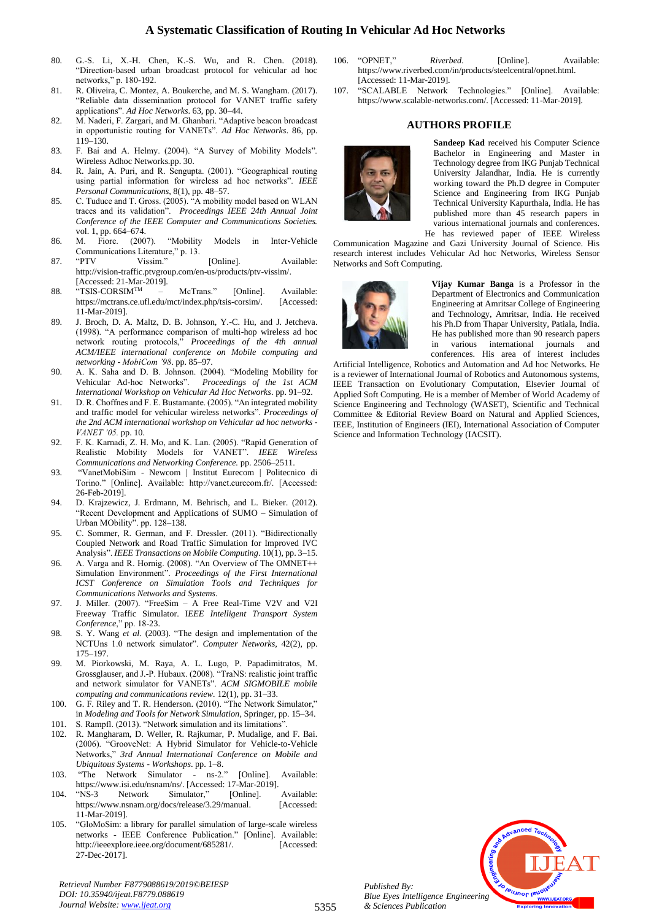80. G.-S. Li, X.-H. Chen, K.-S. Wu, and R. Chen. (2018). "Direction-based urban broadcast protocol for vehicular ad hoc networks," p. 180-192.
81. R. Oliveira, C. Montez, A. Boukerche, and M. S. Wangham. (2017). "Reliable data dissemination protocol for VANET traffic safety applications". *Ad Hoc Networks*. 63, pp. 30–44.
82. M. Naderi, F. Zargari, and M. Ghanbari. "Adaptive beacon broadcast in opportunistic routing for VANETs". *Ad Hoc Networks*. 86, pp. 119–130.
83. F. Bai and A. Helmy. (2004). "A Survey of Mobility Models". Wireless Adhoc Networks.pp. 30.
84. R. Jain, A. Puri, and R. Sengupta. (2001). "Geographical routing using partial information for wireless ad hoc networks". *IEEE Personal Communications*, 8(1), pp. 48–57.
85. C. Tuduce and T. Gross. (2005). "A mobility model based on WLAN traces and its validation". *Proceedings IEEE 24th Annual Joint Conference of the IEEE Computer and Communications Societies.* vol. 1, pp. 664–674.
86. M. Fiore. (2007). "Mobility Models in Inter-Vehicle Communications Literature," p. 13.
87. "PTV Vissim." [Online]. Available: http://vision-traffic.ptvgroup.com/en-us/products/ptv-vissim/. [Accessed: 21-Mar-2019].
88. "TSIS-CORSIM™ – McTrans." [Online]. Available: https://mctrans.ce.ufl.edu/mct/index.php/tsis-corsim/. [Accessed: 11-Mar-2019].
89. J. Broch, D. A. Maltz, D. B. Johnson, Y.-C. Hu, and J. Jetcheva. (1998). "A performance comparison of multi-hop wireless ad hoc network routing protocols," *Proceedings of the 4th annual ACM/IEEE international conference on Mobile computing and networking - MobiCom '98*. pp. 85–97.
90. A. K. Saha and D. B. Johnson. (2004). "Modeling Mobility for Vehicular Ad-hoc Networks". *Proceedings of the 1st ACM International Workshop on Vehicular Ad Hoc Networks*. pp. 91–92.
91. D. R. Choffnes and F. E. Bustamante. (2005). "An integrated mobility and traffic model for vehicular wireless networks". *Proceedings of the 2nd ACM international workshop on Vehicular ad hoc networks - VANET '05.* pp. 10.
92. F. K. Karnadi, Z. H. Mo, and K. Lan. (2005). "Rapid Generation of Realistic Mobility Models for VANET". *IEEE Wireless Communications and Networking Conference.* pp. 2506–2511.
93. "VanetMobiSim - Newcom | Institut Eurecom | Politecnico di Torino." [Online]. Available: http://vanet.eurecom.fr/. [Accessed: 26-Feb-2019].
94. D. Krajzewicz, J. Erdmann, M. Behrisch, and L. Bieker. (2012). "Recent Development and Applications of SUMO – Simulation of Urban MObility". pp. 128–138.
95. C. Sommer, R. German, and F. Dressler. (2011). "Bidirectionally Coupled Network and Road Traffic Simulation for Improved IVC Analysis". *IEEE Transactions on Mobile Computing*. 10(1), pp. 3–15.
96. A. Varga and R. Hornig. (2008). "An Overview of The OMNET++ Simulation Environment". *Proceedings of the First International ICST Conference on Simulation Tools and Techniques for Communications Networks and Systems*.
97. J. Miller. (2007). "FreeSim – A Free Real-Time V2V and V2I Freeway Traffic Simulator. *IEEE Intelligent Transport System Conference*," pp. 18-23.
98. S. Y. Wang *et al.* (2003). "The design and implementation of the NCTUns 1.0 network simulator". *Computer Networks*, 42(2), pp. 175–197.
99. M. Piorkowski, M. Raya, A. L. Lugo, P. Papadimitratos, M. Grossglauser, and J.-P. Hubaux. (2008). "TraNS: realistic joint traffic and network simulator for VANETs". *ACM SIGMOBILE mobile computing and communications review*. 12(1), pp. 31–33.
100. G. F. Riley and T. R. Henderson. (2010). "The Network Simulator," in *Modeling and Tools for Network Simulation*, Springer, pp. 15–34.
101. S. Rampfl. (2013). "Network simulation and its limitations".
102. R. Mangharam, D. Weller, R. Rajkumar, P. Mudalige, and F. Bai. (2006). "GrooveNet: A Hybrid Simulator for Vehicle-to-Vehicle Networks," *3rd Annual International Conference on Mobile and Ubiquitous Systems - Workshops*. pp. 1–8.
103. "The Network Simulator - ns-2." [Online]. Available: https://www.isi.edu/nsnam/ns/. [Accessed: 17-Mar-2019].
104. "NS-3 Network Simulator," [Online]. Available: https://www.nsnam.org/docs/release/3.29/manual. [Accessed: 11-Mar-2019].
105. "GloMoSim: a library for parallel simulation of large-scale wireless networks - IEEE Conference Publication." [Online]. Available: http://ieeexplore.ieee.org/document/685281/. [Accessed: 27-Dec-2017].
106. "OPNET," *Riverbed*. [Online]. Available: https://www.riverbed.com/in/products/steelcentral/opnet.html. [Accessed: 11-Mar-2019].
107. "SCALABLE Network Technologies." [Online]. Available: https://www.scalable-networks.com/. [Accessed: 11-Mar-2019].

## AUTHORS PROFILE

**Sandeep Kad** received his Computer Science Bachelor in Engineering and Master in Technology degree from IKG Punjab Technical University Jalandhar, India. He is currently working toward the Ph.D degree in Computer Science and Engineering from IKG Punjab Technical University Kapurthala, India. He has published more than 45 research papers in various international journals and conferences. He has reviewed paper of IEEE Wireless Communication Magazine and Gazi University Journal of Science. His research interest includes Vehicular Ad hoc Networks, Wireless Sensor Networks and Soft Computing.

**Vijay Kumar Banga** is a Professor in the Department of Electronics and Communication Engineering at Amritsar College of Engineering and Technology, Amritsar, India. He received his Ph.D from Thapar University, Patiala, India. He has published more than 90 research papers in various international journals and conferences. His area of interest includes Artificial Intelligence, Robotics and Automation and Ad hoc Networks. He is a reviewer of International Journal of Robotics and Autonomous systems, IEEE Transaction on Evolutionary Computation, Elsevier Journal of Applied Soft Computing. He is a member of Member of World Academy of Science Engineering and Technology (WASET), Scientific and Technical Committee & Editorial Review Board on Natural and Applied Sciences, IEEE, Institution of Engineers (IEI), International Association of Computer Science and Information Technology (IACSIT).